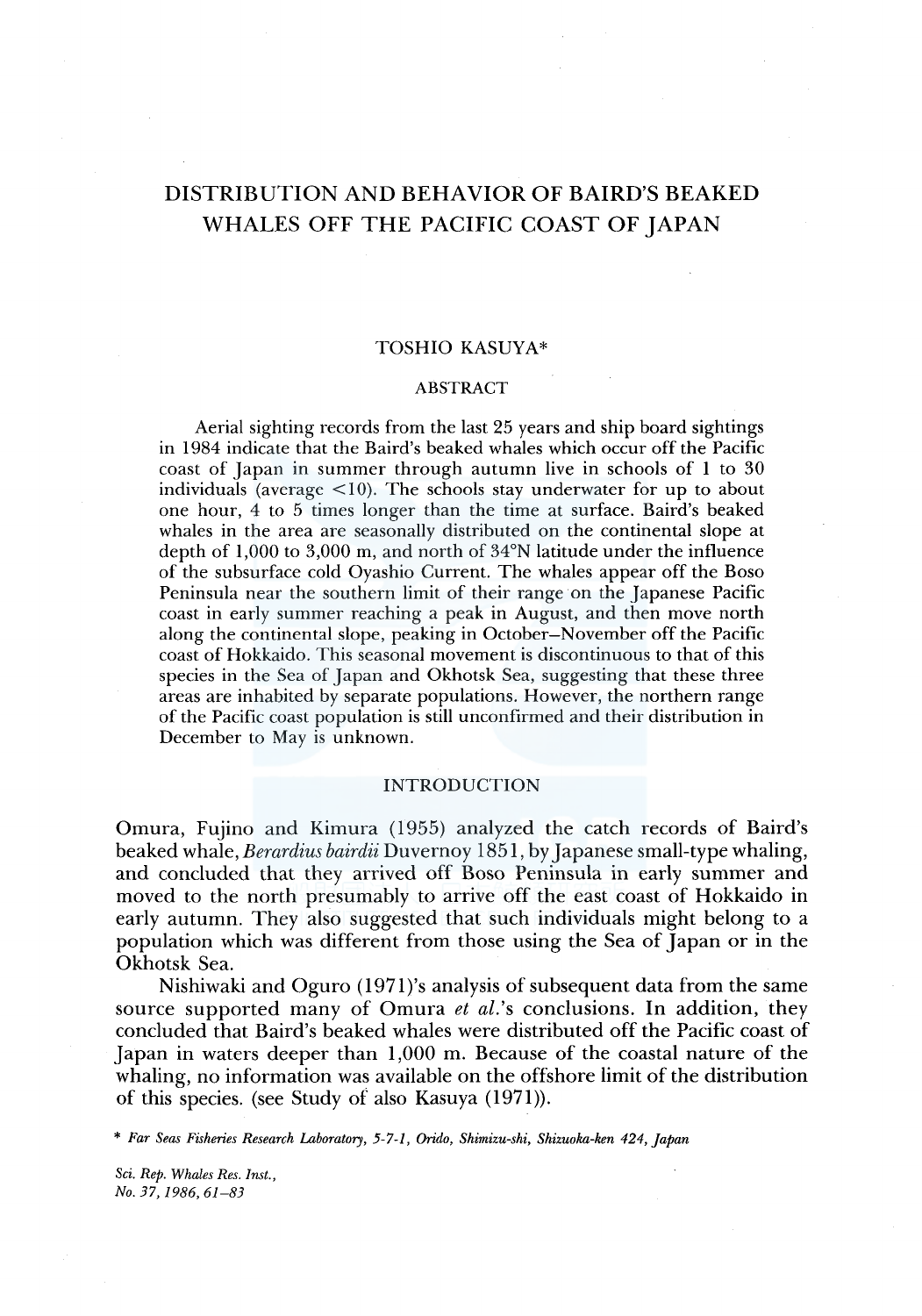# DISTRIBUTION AND BEHAVIOR OF BAIRD'S BEAKED WHALES OFF THE PACIFIC COAST OF JAPAN

TOSHIO KASUYA*

## ABSTRACT

Aerial sighting records from the last 25 years and ship board sightings in 1984 indicate that the Baird's beaked whales which occur off the Pacific coast of Japan in summer through autumn live in schools of 1 to 30 individuals (average <10). The schools stay underwater for up to about one hour, 4 to 5 times longer than the time at surface. Baird's beaked whales in the area are seasonally distributed on the continental slope at depth of 1,000 to 3,000 m, and north of 34°N latitude under the influence of the subsurface cold Oyashio Current. The whales appear off the Boso Peninsula near the southern limit of their range on the Japanese Pacific coast in early summer reaching a peak in August, and then move north along the continental slope, peaking in October–November off the Pacific coast of Hokkaido. This seasonal movement is discontinuous to that of this species in the Sea of Japan and Okhotsk Sea, suggesting that these three areas are inhabited by separate populations. However, the northern range of the Pacific coast population is still unconfirmed and their distribution in December to May is unknown.

## INTRODUCTION

Omura, Fujino and Kimura (1955) analyzed the catch records of Baird's beaked whale, *Berardius bairdii* Duvernoy 1851, by Japanese small-type whaling, and concluded that they arrived off Boso Peninsula in early summer and moved to the north presumably to arrive off the east coast of Hokkaido in early autumn. They also suggested that such individuals might belong to a population which was different from those using the Sea of Japan or in the Okhotsk Sea.

Nishiwaki and Oguro (1971)'s analysis of subsequent data from the same source supported many of Omura *et al.*'s conclusions. In addition, they concluded that Baird's beaked whales were distributed off the Pacific coast of Japan in waters deeper than 1,000 m. Because of the coastal nature of the whaling, no information was available on the offshore limit of the distribution of this species. (see Study of also Kasuya (1971)).

\* *Far Seas Fisheries Research Laboratory, 5-7-1, Orido, Shimizu-shi, Shizuoka-ken 424, Japan*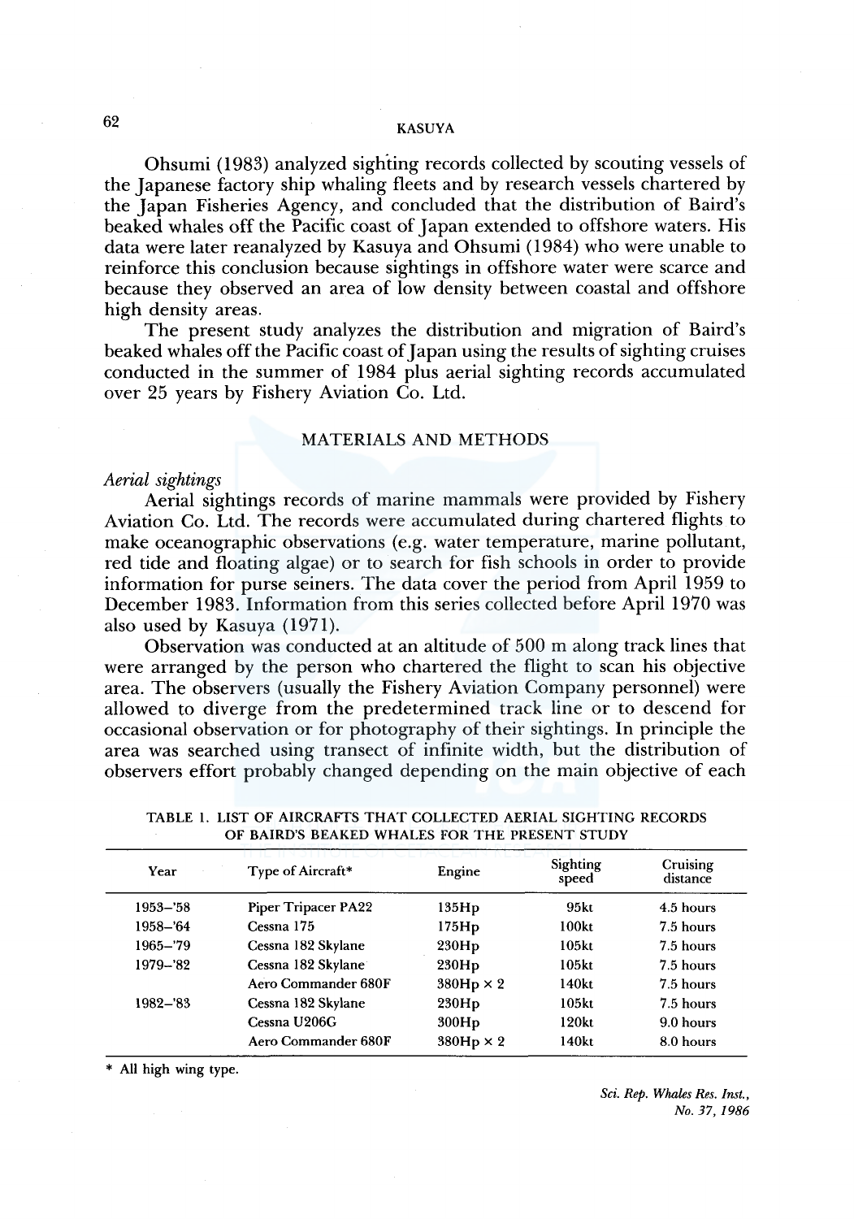Ohsumi (1983) analyzed sighting records collected by scouting vessels of the Japanese factory ship whaling fleets and by research vessels chartered by the Japan Fisheries Agency, and concluded that the distribution of Baird's beaked whales off the Pacific coast of Japan extended to offshore waters. His data were later reanalyzed by Kasuya and Ohsumi (1984) who were unable to reinforce this conclusion because sightings in offshore water were scarce and because they observed an area of low density between coastal and offshore high density areas.

The present study analyzes the distribution and migration of Baird's beaked whales off the Pacific coast of Japan using the results of sighting cruises conducted in the summer of 1984 plus aerial sighting records accumulated over 25 years by Fishery Aviation Co. Ltd.

## MATERIALS AND METHODS

### *Aerial sightings*

Aerial sightings records of marine mammals were provided by Fishery Aviation Co. Ltd. The records were accumulated during chartered flights to make oceanographic observations (e.g. water temperature, marine pollutant, red tide and floating algae) or to search for fish schools in order to provide information for purse seiners. The data cover the period from April 1959 to December 1983. Information from this series collected before April 1970 was also used by Kasuya (1971).

Observation was conducted at an altitude of 500 m along track lines that were arranged by the person who chartered the flight to scan his objective area. The observers (usually the Fishery Aviation Company personnel) were allowed to diverge from the predetermined track line or to descend for occasional observation or for photography of their sightings. In principle the area was searched using transect of infinite width, but the distribution of observers effort probably changed depending on the main objective of each

TABLE 1. LIST OF AIRCRAFTS THAT COLLECTED AERIAL SIGHTING RECORDS OF BAIRD'S BEAKED WHALES FOR THE PRESENT STUDY

| Year | Type of Aircraft* | Engine | Sighting speed | Cruising distance |
|---|---|---|---|---|
| 1953–'58 | Piper Tripacer PA22 | 135Hp | 95kt | 4.5 hours |
| 1958–'64 | Cessna 175 | 175Hp | 100kt | 7.5 hours |
| 1965–'79 | Cessna 182 Skylane | 230Hp | 105kt | 7.5 hours |
| 1979–'82 | Cessna 182 Skylane | 230Hp | 105kt | 7.5 hours |
| | Aero Commander 680F | 380Hp × 2 | 140kt | 7.5 hours |
| 1982–'83 | Cessna 182 Skylane | 230Hp | 105kt | 7.5 hours |
| | Cessna U206G | 300Hp | 120kt | 9.0 hours |
| | Aero Commander 680F | 380Hp × 2 | 140kt | 8.0 hours |

\* All high wing type.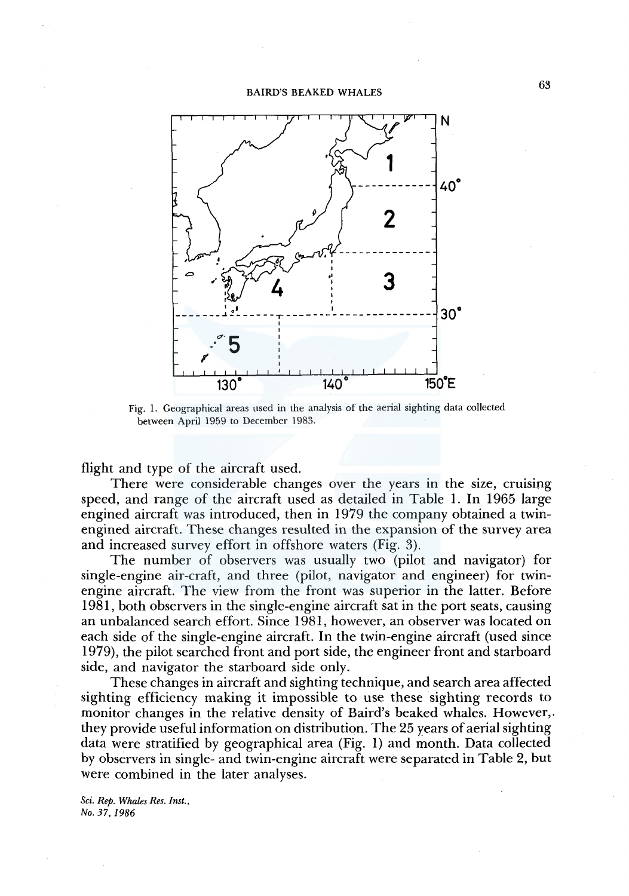Fig. 1. Geographical areas used in the analysis of the aerial sighting data collected between April 1959 to December 1983.

flight and type of the aircraft used.

There were considerable changes over the years in the size, cruising speed, and range of the aircraft used as detailed in Table 1. In 1965 large engined aircraft was introduced, then in 1979 the company obtained a twin-engined aircraft. These changes resulted in the expansion of the survey area and increased survey effort in offshore waters (Fig. 3).

The number of observers was usually two (pilot and navigator) for single-engine air-craft, and three (pilot, navigator and engineer) for twin-engine aircraft. The view from the front was superior in the latter. Before 1981, both observers in the single-engine aircraft sat in the port seats, causing an unbalanced search effort. Since 1981, however, an observer was located on each side of the single-engine aircraft. In the twin-engine aircraft (used since 1979), the pilot searched front and port side, the engineer front and starboard side, and navigator the starboard side only.

These changes in aircraft and sighting technique, and search area affected sighting efficiency making it impossible to use these sighting records to monitor changes in the relative density of Baird's beaked whales. However, they provide useful information on distribution. The 25 years of aerial sighting data were stratified by geographical area (Fig. 1) and month. Data collected by observers in single- and twin-engine aircraft were separated in Table 2, but were combined in the later analyses.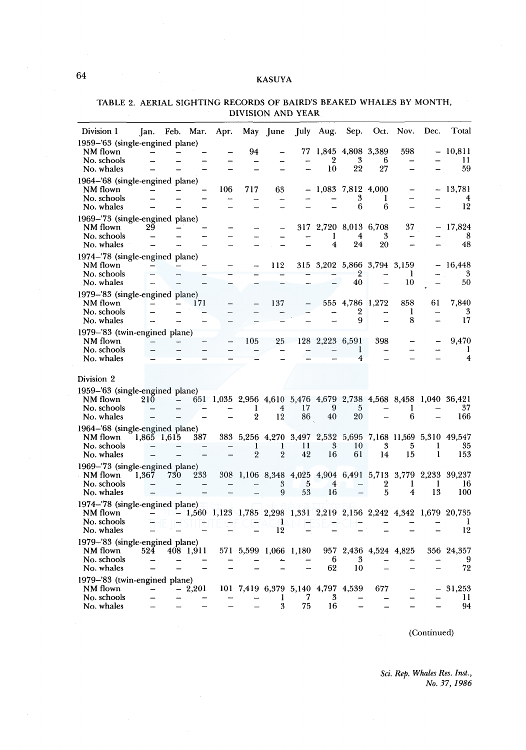TABLE 2. AERIAL SIGHTING RECORDS OF BAIRD'S BEAKED WHALES BY MONTH, DIVISION AND YEAR

| Division 1 | Jan. | Feb. | Mar. | Apr. | May | June | July | Aug. | Sep. | Oct. | Nov. | Dec. | Total |
|---|---|---|---|---|---|---|---|---|---|---|---|---|---|
| 1959–'63 (single-engined plane) | | | | | | | | | | | | | |
| NM flown | – | – | – | – | 94 | – | 77 | 1,845 | 4,808 | 3,389 | 598 | – | 10,811 |
| No. schools | – | – | – | – | – | – | – | 2 | 3 | 6 | – | – | 11 |
| No. whales | – | – | – | – | – | – | – | 10 | 22 | 27 | – | – | 59 |
| 1964–'68 (single-engined plane) | | | | | | | | | | | | | |
| NM flown | – | – | – | 106 | 717 | 63 | – | 1,083 | 7,812 | 4,000 | – | – | 13,781 |
| No. schools | – | – | – | – | – | – | – | – | 3 | 1 | – | – | 4 |
| No. whales | – | – | – | – | – | – | – | – | 6 | 6 | – | – | 12 |
| 1969–'73 (single-engined plane) | | | | | | | | | | | | | |
| NM flown | 29 | – | – | – | – | – | 317 | 2,720 | 8,013 | 6,708 | 37 | – | 17,824 |
| No. schools | – | – | – | – | – | – | – | 1 | 4 | 3 | – | – | 8 |
| No. whales | – | – | – | – | – | – | – | 4 | 24 | 20 | – | – | 48 |
| 1974–'78 (single-engined plane) | | | | | | | | | | | | | |
| NM flown | – | – | – | – | – | 112 | 315 | 3,202 | 5,866 | 3,794 | 3,159 | – | 16,448 |
| No. schools | – | – | – | – | – | – | – | – | 2 | – | 1 | – | 3 |
| No. whales | – | – | – | – | – | – | – | – | 40 | – | 10 | – | 50 |
| 1979–'83 (single-engined plane) | | | | | | | | | | | | | |
| NM flown | – | – | 171 | – | – | 137 | – | 555 | 4,786 | 1,272 | 858 | 61 | 7,840 |
| No. schools | – | – | – | – | – | – | – | – | 2 | – | 1 | – | 3 |
| No. whales | – | – | – | – | – | – | – | – | 9 | – | 8 | – | 17 |
| 1979–'83 (twin-engined plane) | | | | | | | | | | | | | |
| NM flown | – | – | – | – | 105 | 25 | 128 | 2,223 | 6,591 | 398 | – | – | 9,470 |
| No. schools | – | – | – | – | – | – | – | – | 1 | – | – | – | 1 |
| No. whales | – | – | – | – | – | – | – | – | 4 | – | – | – | 4 |
| **Division 2** | | | | | | | | | | | | | |
| 1959–'63 (single-engined plane) | | | | | | | | | | | | | |
| NM flown | 210 | – | 651 | 1,035 | 2,956 | 4,610 | 5,476 | 4,679 | 2,738 | 4,568 | 8,458 | 1,040 | 36,421 |
| No. schools | – | – | – | – | 1 | 4 | 17 | 9 | 5 | – | 1 | – | 37 |
| No. whales | – | – | – | – | 2 | 12 | 86 | 40 | 20 | – | 6 | – | 166 |
| 1964–'68 (single-engined plane) | | | | | | | | | | | | | |
| NM flown | 1,865 | 1,615 | 387 | 383 | 5,256 | 4,270 | 3,497 | 2,532 | 5,695 | 7,168 | 11,569 | 5,310 | 49,547 |
| No. schools | – | – | – | – | 1 | 1 | 11 | 3 | 10 | 3 | 5 | 1 | 35 |
| No. whales | – | – | – | – | 2 | 2 | 42 | 16 | 61 | 14 | 15 | 1 | 153 |
| 1969–'73 (single-engined plane) | | | | | | | | | | | | | |
| NM flown | 1,367 | 730 | 233 | 308 | 1,106 | 8,348 | 4,025 | 4,904 | 6,491 | 5,713 | 3,779 | 2,233 | 39,237 |
| No. schools | – | – | – | – | – | 3 | 5 | 4 | – | 2 | 1 | 1 | 16 |
| No. whales | – | – | – | – | – | 9 | 53 | 16 | – | 5 | 4 | 13 | 100 |
| 1974–'78 (single-engined plane) | | | | | | | | | | | | | |
| NM flown | – | – | 1,560 | 1,123 | 1,785 | 2,298 | 1,331 | 2,219 | 2,156 | 2,242 | 4,342 | 1,679 | 20,735 |
| No. schools | – | – | – | – | – | 1 | – | – | – | – | – | – | 1 |
| No. whales | – | – | – | – | – | 12 | – | – | – | – | – | – | 12 |
| 1979–'83 (single-engined plane) | | | | | | | | | | | | | |
| NM flown | 524 | 408 | 1,911 | 571 | 5,599 | 1,066 | 1,180 | 957 | 2,436 | 4,524 | 4,825 | 356 | 24,357 |
| No. schools | – | – | – | – | – | – | – | 6 | 3 | – | – | – | 9 |
| No. whales | – | – | – | – | – | – | – | 62 | 10 | – | – | – | 72 |
| 1979–'83 (twin-engined plane) | | | | | | | | | | | | | |
| NM flown | – | – | 2,201 | 101 | 7,419 | 6,379 | 5,140 | 4,797 | 4,539 | 677 | – | – | 31,253 |
| No. schools | – | – | – | – | – | 1 | 7 | 3 | – | – | – | – | 11 |
| No. whales | – | – | – | – | – | 3 | 75 | 16 | – | – | – | – | 94 |

(Continued)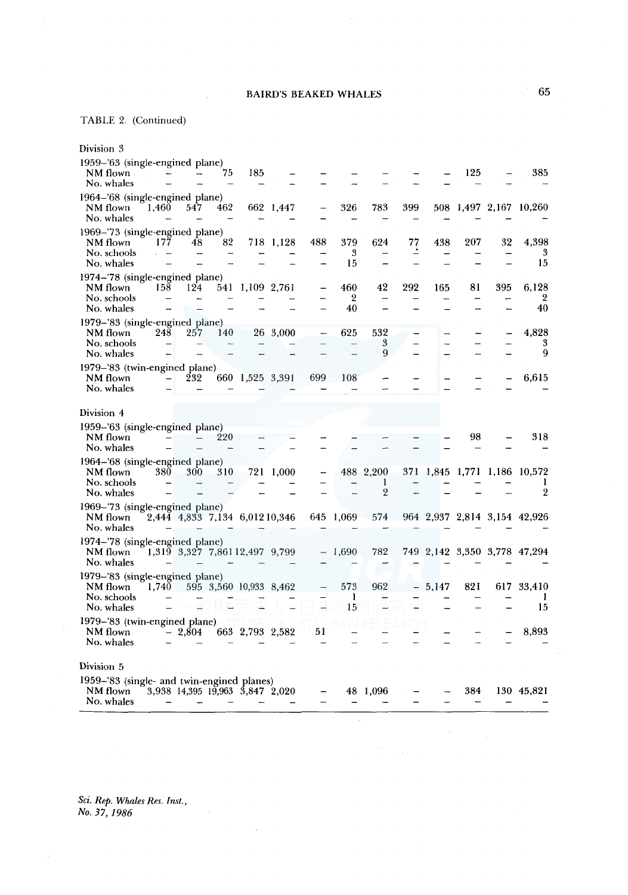TABLE 2. (Continued)

| | | | | | | | | | | | | | |
|---|---|---|---|---|---|---|---|---|---|---|---|---|---|
| **Division 3** | | | | | | | | | | | | | |
| 1959–'63 (single-engined plane) | | | | | | | | | | | | | |
| NM flown | – | – | 75 | 185 | – | – | – | – | – | – | 125 | – | 385 |
| No. whales | – | – | – | – | – | – | – | – | – | – | – | – | – |
| 1964–'68 (single-engined plane) | | | | | | | | | | | | | |
| NM flown | 1,460 | 547 | 462 | 662 | 1,447 | – | 326 | 783 | 399 | 508 | 1,497 | 2,167 | 10,260 |
| No. whales | – | – | – | – | – | – | – | – | – | – | – | – | – |
| 1969–'73 (single-engined plane) | | | | | | | | | | | | | |
| NM flown | 177 | 48 | 82 | 718 | 1,128 | 488 | 379 | 624 | 77 | 438 | 207 | 32 | 4,398 |
| No. schools | – | – | – | – | – | – | 3 | – | – | – | – | – | 3 |
| No. whales | – | – | – | – | – | – | 15 | – | – | – | – | – | 15 |
| 1974–'78 (single-engined plane) | | | | | | | | | | | | | |
| NM flown | 158 | 124 | 541 | 1,109 | 2,761 | – | 460 | 42 | 292 | 165 | 81 | 395 | 6,128 |
| No. schools | – | – | – | – | – | – | 2 | – | – | – | – | – | 2 |
| No. whales | – | – | – | – | – | – | 40 | – | – | – | – | – | 40 |
| 1979–'83 (single-engined plane) | | | | | | | | | | | | | |
| NM flown | 248 | 257 | 140 | 26 | 3,000 | – | 625 | 532 | – | – | – | – | 4,828 |
| No. schools | – | – | – | – | – | – | – | 3 | – | – | – | – | 3 |
| No. whales | – | – | – | – | – | – | – | 9 | – | – | – | – | 9 |
| 1979–'83 (twin-engined plane) | | | | | | | | | | | | | |
| NM flown | – | 232 | 660 | 1,525 | 3,391 | 699 | 108 | – | – | – | – | – | 6,615 |
| No. whales | – | – | – | – | – | – | – | – | – | – | – | – | – |
| **Division 4** | | | | | | | | | | | | | |
| 1959–'63 (single-engined plane) | | | | | | | | | | | | | |
| NM flown | – | – | 220 | – | – | – | – | – | – | – | 98 | – | 318 |
| No. whales | – | – | – | – | – | – | – | – | – | – | – | – | – |
| 1964–'68 (single-engined plane) | | | | | | | | | | | | | |
| NM flown | 380 | 300 | 310 | 721 | 1,000 | – | 488 | 2,200 | 371 | 1,845 | 1,771 | 1,186 | 10,572 |
| No. schools | – | – | – | – | – | – | – | 1 | – | – | – | – | 1 |
| No. whales | – | – | – | – | – | – | – | 2 | – | – | – | – | 2 |
| 1969–'73 (single-engined plane) | | | | | | | | | | | | | |
| NM flown | 2,444 | 4,833 | 7,134 | 6,012 | 10,346 | 645 | 1,069 | 574 | 964 | 2,937 | 2,814 | 3,154 | 42,926 |
| No. whales | – | – | – | – | – | – | – | – | – | – | – | – | – |
| 1974–'78 (single-engined plane) | | | | | | | | | | | | | |
| NM flown | 1,319 | 3,327 | 7,861 | 12,497 | 9,799 | – | 1,690 | 782 | 749 | 2,142 | 3,350 | 3,778 | 47,294 |
| No. whales | – | – | – | – | – | – | – | – | – | – | – | – | – |
| 1979–'83 (single-engined plane) | | | | | | | | | | | | | |
| NM flown | 1,740 | 595 | 3,560 | 10,933 | 8,462 | – | 573 | 962 | – | 5,147 | 821 | 617 | 33,410 |
| No. schools | – | – | – | – | – | – | 1 | – | – | – | – | – | 1 |
| No. whales | – | – | – | – | – | – | 15 | – | – | – | – | – | 15 |
| 1979–'83 (twin-engined plane) | | | | | | | | | | | | | |
| NM flown | – | 2,804 | 663 | 2,793 | 2,582 | 51 | – | – | – | – | – | – | 8,893 |
| No. whales | – | – | – | – | – | – | – | – | – | – | – | – | – |
| **Division 5** | | | | | | | | | | | | | |
| 1959–'83 (single- and twin-engined planes) | | | | | | | | | | | | | |
| NM flown | 3,938 | 14,395 | 19,963 | 3,847 | 2,020 | – | 48 | 1,096 | – | – | 384 | 130 | 45,821 |
| No. whales | – | – | – | – | – | – | – | – | – | – | – | – | – |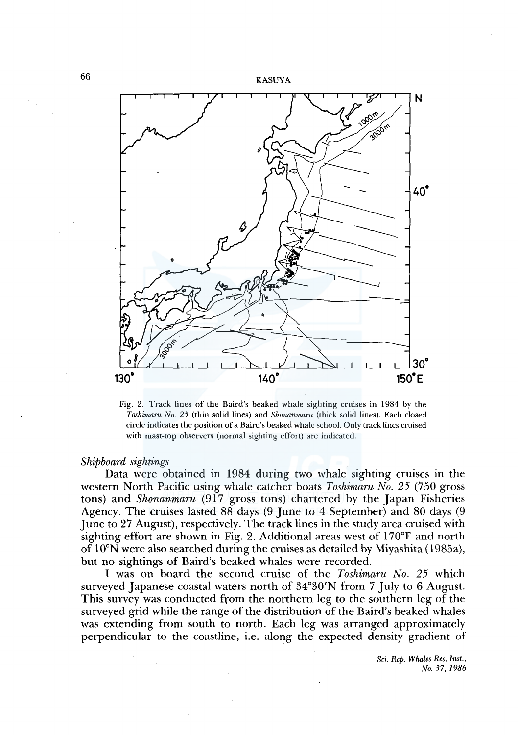Fig. 2. Track lines of the Baird's beaked whale sighting cruises in 1984 by the *Toshimaru No. 25* (thin solid lines) and *Shonanmaru* (thick solid lines). Each closed circle indicates the position of a Baird's beaked whale school. Only track lines cruised with mast-top observers (normal sighting effort) are indicated.

### *Shipboard sightings*

Data were obtained in 1984 during two whale sighting cruises in the western North Pacific using whale catcher boats *Toshimaru No. 25* (750 gross tons) and *Shonanmaru* (917 gross tons) chartered by the Japan Fisheries Agency. The cruises lasted 88 days (9 June to 4 September) and 80 days (9 June to 27 August), respectively. The track lines in the study area cruised with sighting effort are shown in Fig. 2. Additional areas west of 170°E and north of 10°N were also searched during the cruises as detailed by Miyashita (1985a), but no sightings of Baird's beaked whales were recorded.

I was on board the second cruise of the *Toshimaru No. 25* which surveyed Japanese coastal waters north of 34°30′N from 7 July to 6 August. This survey was conducted from the northern leg to the southern leg of the surveyed grid while the range of the distribution of the Baird's beaked whales was extending from south to north. Each leg was arranged approximately perpendicular to the coastline, i.e. along the expected density gradient of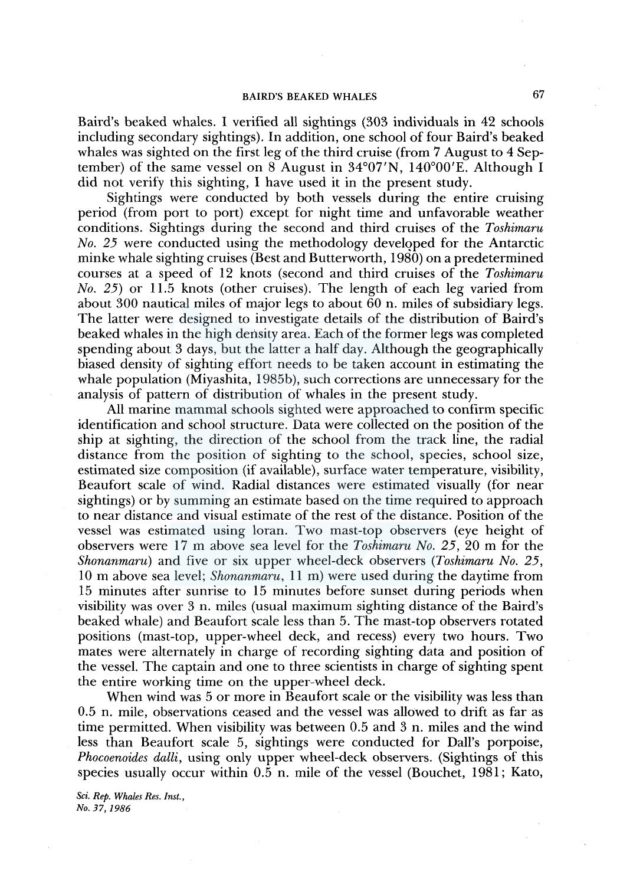Baird's beaked whales. I verified all sightings (303 individuals in 42 schools including secondary sightings). In addition, one school of four Baird's beaked whales was sighted on the first leg of the third cruise (from 7 August to 4 September) of the same vessel on 8 August in 34°07′N, 140°00′E. Although I did not verify this sighting, I have used it in the present study.

Sightings were conducted by both vessels during the entire cruising period (from port to port) except for night time and unfavorable weather conditions. Sightings during the second and third cruises of the *Toshimaru No. 25* were conducted using the methodology developed for the Antarctic minke whale sighting cruises (Best and Butterworth, 1980) on a predetermined courses at a speed of 12 knots (second and third cruises of the *Toshimaru No. 25*) or 11.5 knots (other cruises). The length of each leg varied from about 300 nautical miles of major legs to about 60 n. miles of subsidiary legs. The latter were designed to investigate details of the distribution of Baird's beaked whales in the high density area. Each of the former legs was completed spending about 3 days, but the latter a half day. Although the geographically biased density of sighting effort needs to be taken account in estimating the whale population (Miyashita, 1985b), such corrections are unnecessary for the analysis of pattern of distribution of whales in the present study.

All marine mammal schools sighted were approached to confirm specific identification and school structure. Data were collected on the position of the ship at sighting, the direction of the school from the track line, the radial distance from the position of sighting to the school, species, school size, estimated size composition (if available), surface water temperature, visibility, Beaufort scale of wind. Radial distances were estimated visually (for near sightings) or by summing an estimate based on the time required to approach to near distance and visual estimate of the rest of the distance. Position of the vessel was estimated using loran. Two mast-top observers (eye height of observers were 17 m above sea level for the *Toshimaru No. 25*, 20 m for the *Shonanmaru*) and five or six upper wheel-deck observers (*Toshimaru No. 25*, 10 m above sea level; *Shonanmaru*, 11 m) were used during the daytime from 15 minutes after sunrise to 15 minutes before sunset during periods when visibility was over 3 n. miles (usual maximum sighting distance of the Baird's beaked whale) and Beaufort scale less than 5. The mast-top observers rotated positions (mast-top, upper-wheel deck, and recess) every two hours. Two mates were alternately in charge of recording sighting data and position of the vessel. The captain and one to three scientists in charge of sighting spent the entire working time on the upper-wheel deck.

When wind was 5 or more in Beaufort scale or the visibility was less than 0.5 n. mile, observations ceased and the vessel was allowed to drift as far as time permitted. When visibility was between 0.5 and 3 n. miles and the wind less than Beaufort scale 5, sightings were conducted for Dall's porpoise, *Phocoenoides dalli*, using only upper wheel-deck observers. (Sightings of this species usually occur within 0.5 n. mile of the vessel (Bouchet, 1981; Kato,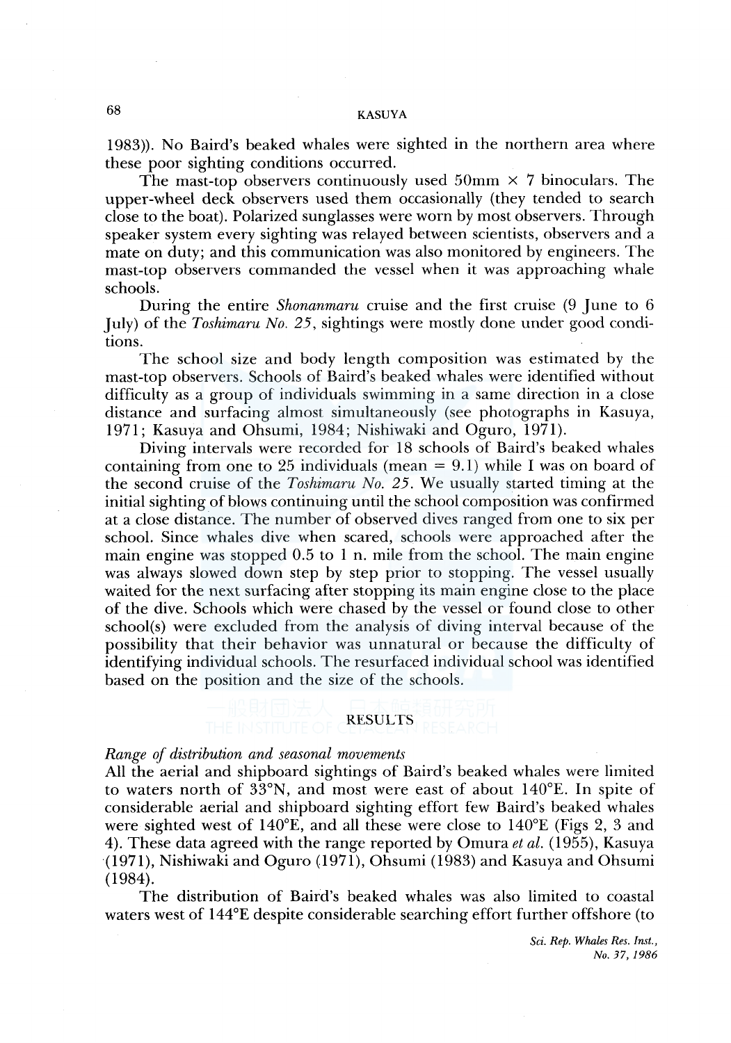1983)). No Baird's beaked whales were sighted in the northern area where these poor sighting conditions occurred.

The mast-top observers continuously used 50mm × 7 binoculars. The upper-wheel deck observers used them occasionally (they tended to search close to the boat). Polarized sunglasses were worn by most observers. Through speaker system every sighting was relayed between scientists, observers and a mate on duty; and this communication was also monitored by engineers. The mast-top observers commanded the vessel when it was approaching whale schools.

During the entire *Shonanmaru* cruise and the first cruise (9 June to 6 July) of the *Toshimaru No. 25*, sightings were mostly done under good conditions.

The school size and body length composition was estimated by the mast-top observers. Schools of Baird's beaked whales were identified without difficulty as a group of individuals swimming in a same direction in a close distance and surfacing almost simultaneously (see photographs in Kasuya, 1971; Kasuya and Ohsumi, 1984; Nishiwaki and Oguro, 1971).

Diving intervals were recorded for 18 schools of Baird's beaked whales containing from one to 25 individuals (mean = 9.1) while I was on board of the second cruise of the *Toshimaru No. 25*. We usually started timing at the initial sighting of blows continuing until the school composition was confirmed at a close distance. The number of observed dives ranged from one to six per school. Since whales dive when scared, schools were approached after the main engine was stopped 0.5 to 1 n. mile from the school. The main engine was always slowed down step by step prior to stopping. The vessel usually waited for the next surfacing after stopping its main engine close to the place of the dive. Schools which were chased by the vessel or found close to other school(s) were excluded from the analysis of diving interval because of the possibility that their behavior was unnatural or because the difficulty of identifying individual schools. The resurfaced individual school was identified based on the position and the size of the schools.

## RESULTS

### *Range of distribution and seasonal movements*

All the aerial and shipboard sightings of Baird's beaked whales were limited to waters north of 33°N, and most were east of about 140°E. In spite of considerable aerial and shipboard sighting effort few Baird's beaked whales were sighted west of 140°E, and all these were close to 140°E (Figs 2, 3 and 4). These data agreed with the range reported by Omura *et al.* (1955), Kasuya (1971), Nishiwaki and Oguro (1971), Ohsumi (1983) and Kasuya and Ohsumi (1984).

The distribution of Baird's beaked whales was also limited to coastal waters west of 144°E despite considerable searching effort further offshore (to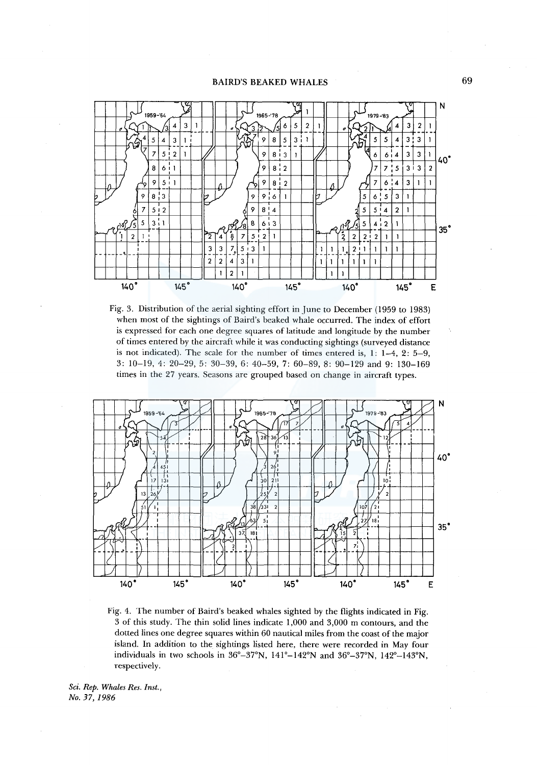Fig. 3. Distribution of the aerial sighting effort in June to December (1959 to 1983) when most of the sightings of Baird's beaked whale occurred. The index of effort is expressed for each one degree squares of latitude and longitude by the number of times entered by the aircraft while it was conducting sightings (surveyed distance is not indicated). The scale for the number of times entered is, 1: 1–4, 2: 5–9, 3: 10–19, 4: 20–29, 5: 30–39, 6: 40–59, 7: 60–89, 8: 90–129 and 9: 130–169 times in the 27 years. Seasons are grouped based on change in aircraft types.

Fig. 4. The number of Baird's beaked whales sighted by the flights indicated in Fig. 3 of this study. The thin solid lines indicate 1,000 and 3,000 m contours, and the dotted lines one degree squares within 60 nautical miles from the coast of the major island. In addition to the sightings listed here, there were recorded in May four individuals in two schools in 36°–37°N, 141°–142°N and 36°–37°N, 142°–143°N, respectively.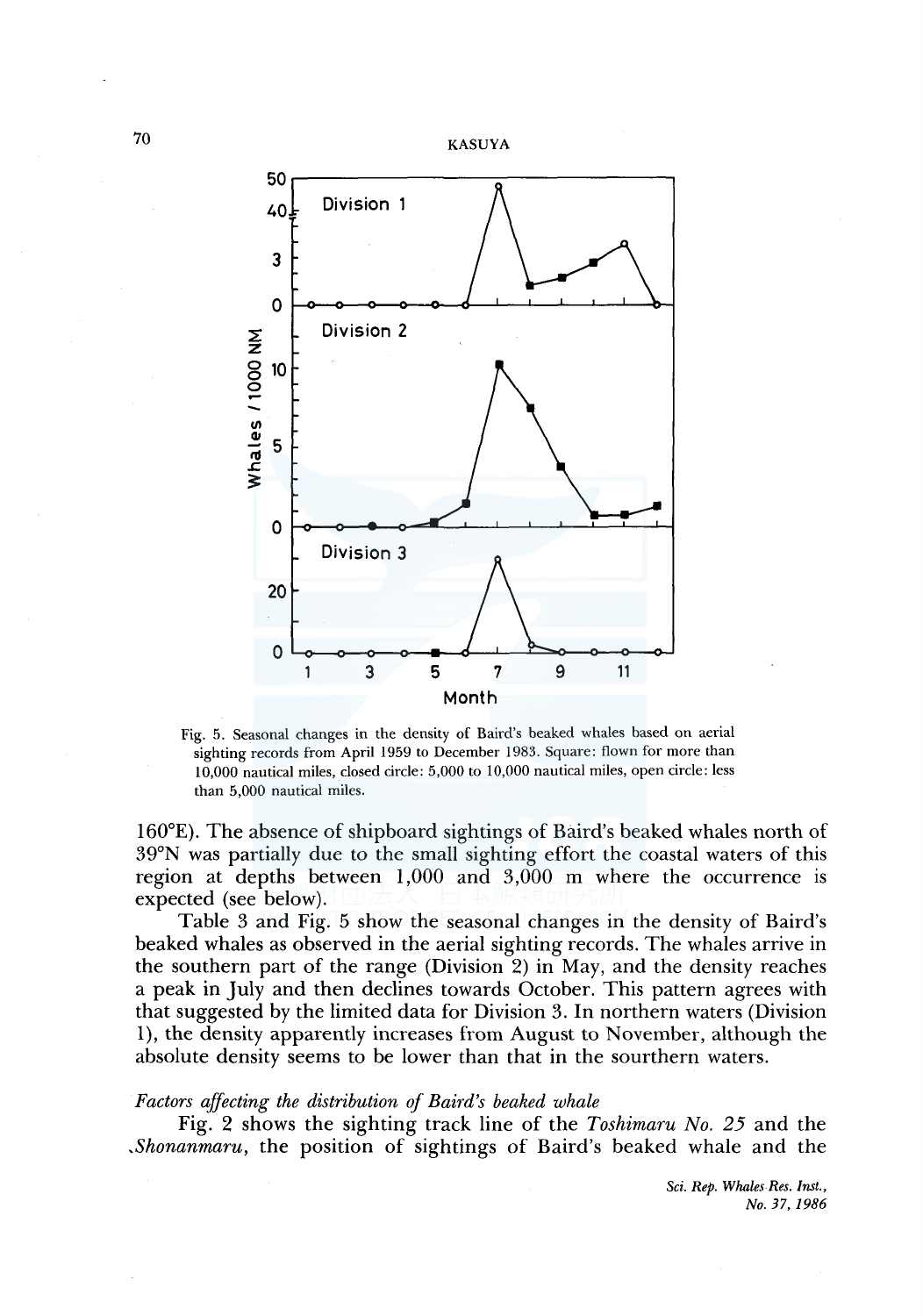Fig. 5. Seasonal changes in the density of Baird's beaked whales based on aerial sighting records from April 1959 to December 1983. Square: flown for more than 10,000 nautical miles, closed circle: 5,000 to 10,000 nautical miles, open circle: less than 5,000 nautical miles.

160°E). The absence of shipboard sightings of Baird's beaked whales north of 39°N was partially due to the small sighting effort the coastal waters of this region at depths between 1,000 and 3,000 m where the occurrence is expected (see below).

Table 3 and Fig. 5 show the seasonal changes in the density of Baird's beaked whales as observed in the aerial sighting records. The whales arrive in the southern part of the range (Division 2) in May, and the density reaches a peak in July and then declines towards October. This pattern agrees with that suggested by the limited data for Division 3. In northern waters (Division 1), the density apparently increases from August to November, although the absolute density seems to be lower than that in the sourthern waters.

*Factors affecting the distribution of Baird's beaked whale*

Fig. 2 shows the sighting track line of the *Toshimaru No. 25* and the *Shonanmaru*, the position of sightings of Baird's beaked whale and the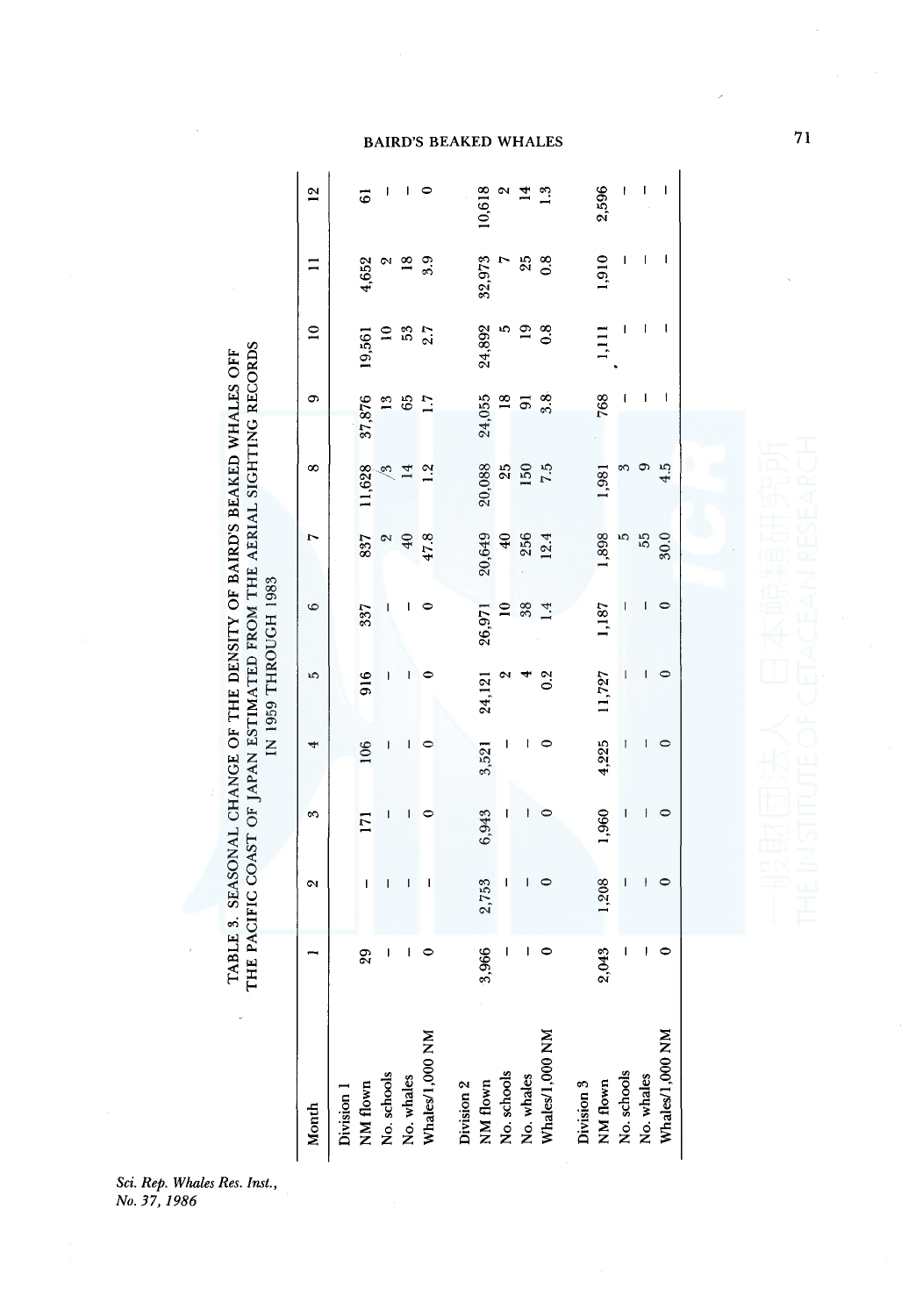TABLE 3. SEASONAL CHANGE OF THE DENSITY OF BAIRD'S BEAKED WHALES OFF THE PACIFIC COAST OF JAPAN ESTIMATED FROM THE AERIAL SIGHTING RECORDS IN 1959 THROUGH 1983

| Month | 1 | 2 | 3 | 4 | 5 | 6 | 7 | 8 | 9 | 10 | 11 | 12 |
|---|---|---|---|---|---|---|---|---|---|---|---|---|
| Division 1 | | | | | | | | | | | | |
| NM flown | 29 | – | 171 | 106 | 916 | 337 | 837 | 11,628 | 37,876 | 19,561 | 4,652 | 61 |
| No. schools | – | – | – | – | – | – | 2 | 3 | 13 | 10 | 2 | – |
| No. whales | – | – | – | – | – | – | 40 | 14 | 65 | 53 | 18 | – |
| Whales/1,000 NM | 0 | – | 0 | 0 | 0 | 0 | 47.8 | 1.2 | 1.7 | 2.7 | 3.9 | 0 |
| Division 2 | | | | | | | | | | | | |
| NM flown | 3,966 | 2,753 | 6,943 | 3,521 | 24,121 | 26,971 | 20,649 | 20,088 | 24,055 | 24,892 | 32,973 | 10,618 |
| No. schools | – | – | – | – | 2 | 10 | 40 | 25 | 18 | 5 | 7 | 2 |
| No. whales | – | – | – | – | 4 | 38 | 256 | 150 | 91 | 19 | 25 | 14 |
| Whales/1,000 NM | 0 | 0 | 0 | 0 | 0.2 | 1.4 | 12.4 | 7.5 | 3.8 | 0.8 | 0.8 | 1.3 |
| Division 3 | | | | | | | | | | | | |
| NM flown | 2,043 | 1,208 | 1,960 | 4,225 | 11,727 | 1,187 | 1,898 | 1,981 | 768 | 1,111 | 1,910 | 2,596 |
| No. schools | – | – | – | – | – | – | 5 | 3 | – | – | – | – |
| No. whales | – | – | – | – | – | – | 55 | 9 | – | – | – | – |
| Whales/1,000 NM | 0 | 0 | 0 | 0 | 0 | 0 | 30.0 | 4.5 | – | – | – | – |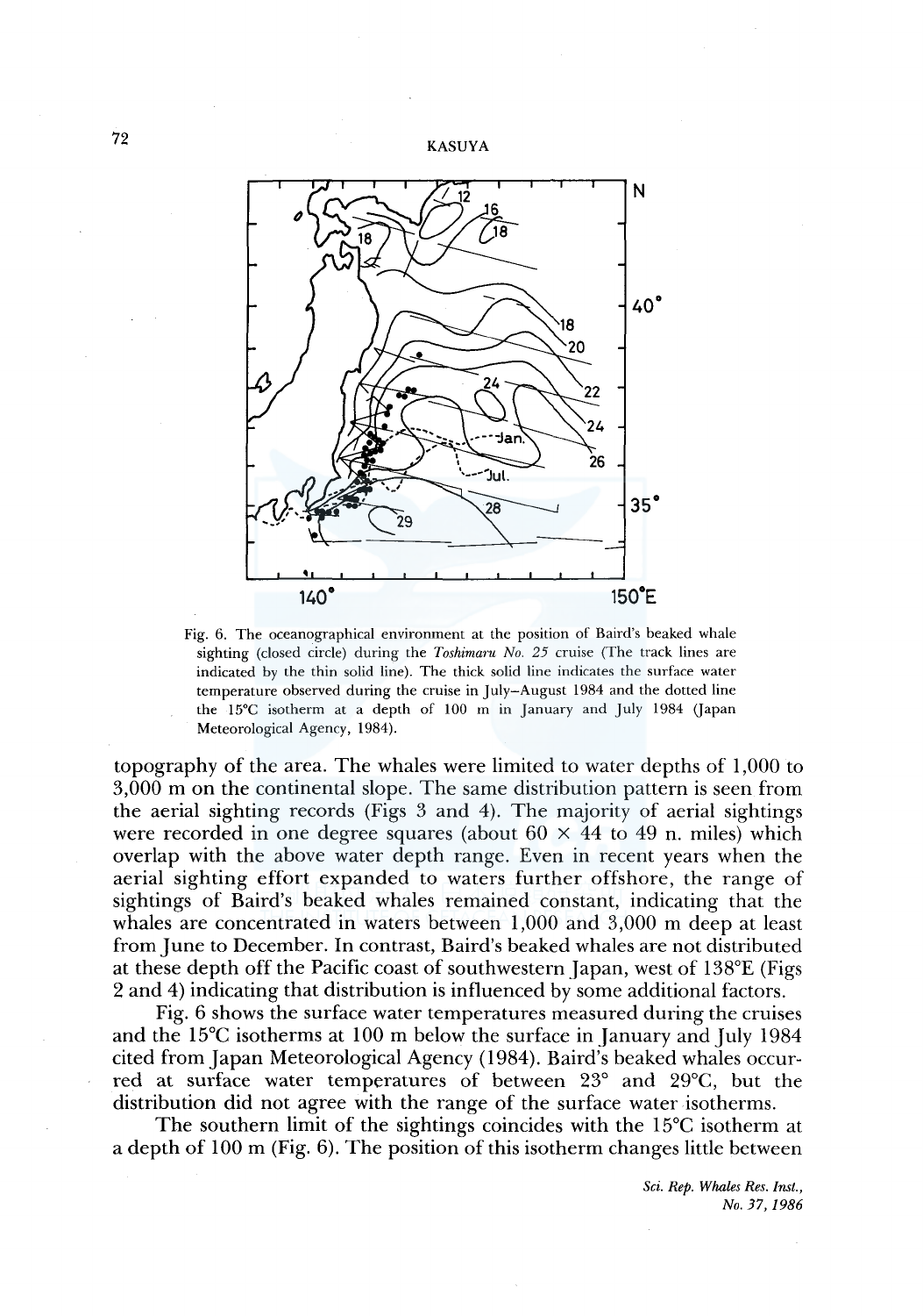Fig. 6. The oceanographical environment at the position of Baird's beaked whale sighting (closed circle) during the *Toshimaru No. 25* cruise (The track lines are indicated by the thin solid line). The thick solid line indicates the surface water temperature observed during the cruise in July–August 1984 and the dotted line the 15°C isotherm at a depth of 100 m in January and July 1984 (Japan Meteorological Agency, 1984).

topography of the area. The whales were limited to water depths of 1,000 to 3,000 m on the continental slope. The same distribution pattern is seen from the aerial sighting records (Figs 3 and 4). The majority of aerial sightings were recorded in one degree squares (about 60 × 44 to 49 n. miles) which overlap with the above water depth range. Even in recent years when the aerial sighting effort expanded to waters further offshore, the range of sightings of Baird's beaked whales remained constant, indicating that the whales are concentrated in waters between 1,000 and 3,000 m deep at least from June to December. In contrast, Baird's beaked whales are not distributed at these depth off the Pacific coast of southwestern Japan, west of 138°E (Figs 2 and 4) indicating that distribution is influenced by some additional factors.

Fig. 6 shows the surface water temperatures measured during the cruises and the 15°C isotherms at 100 m below the surface in January and July 1984 cited from Japan Meteorological Agency (1984). Baird's beaked whales occurred at surface water temperatures of between 23° and 29°C, but the distribution did not agree with the range of the surface water isotherms.

The southern limit of the sightings coincides with the 15°C isotherm at a depth of 100 m (Fig. 6). The position of this isotherm changes little between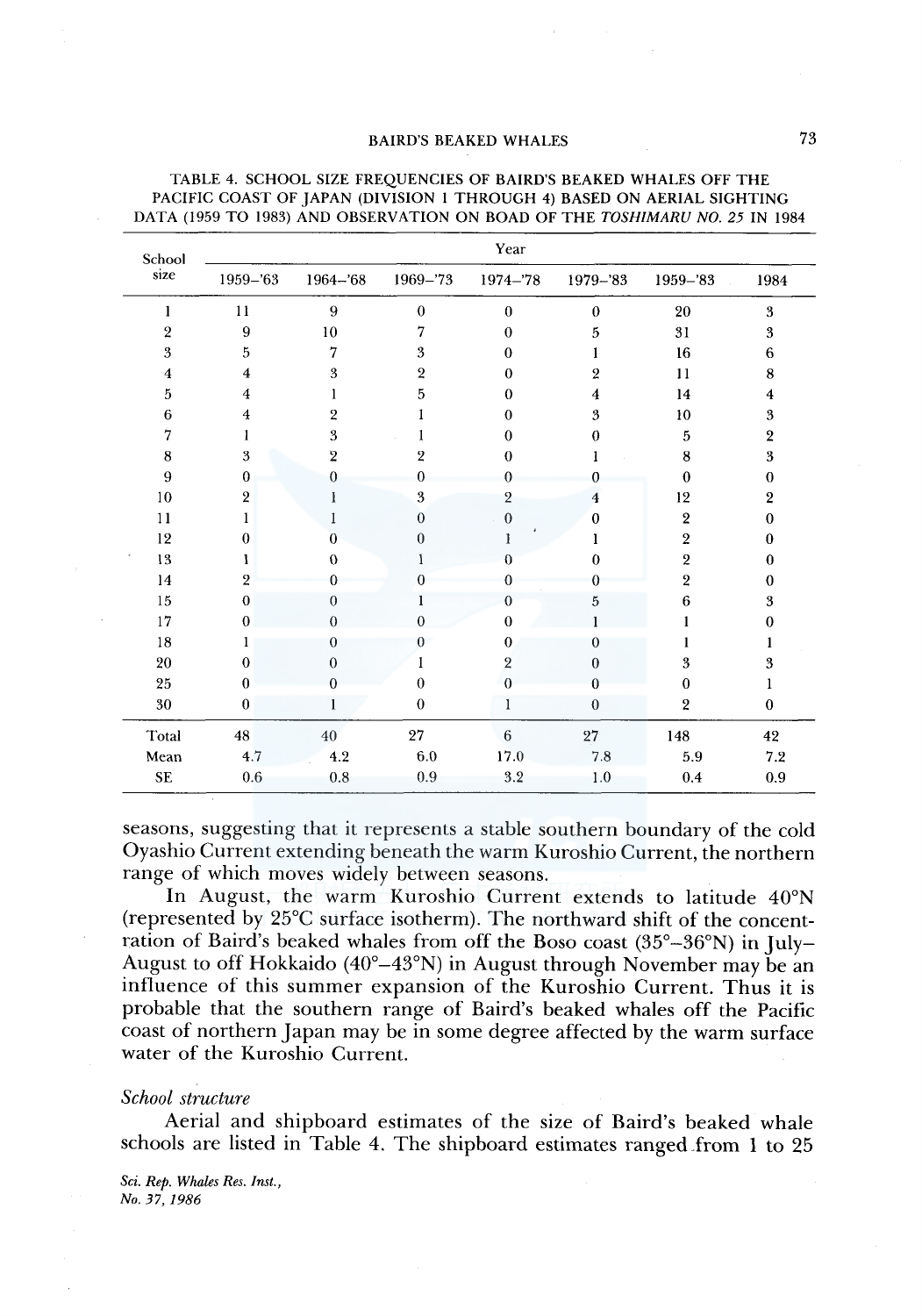TABLE 4. SCHOOL SIZE FREQUENCIES OF BAIRD'S BEAKED WHALES OFF THE PACIFIC COAST OF JAPAN (DIVISION 1 THROUGH 4) BASED ON AERIAL SIGHTING DATA (1959 TO 1983) AND OBSERVATION ON BOAD OF THE *TOSHIMARU NO. 25* IN 1984

| School size | Year | | | | | | |
|---|---|---|---|---|---|---|---|
| | 1959–'63 | 1964–'68 | 1969–'73 | 1974–'78 | 1979–'83 | 1959–'83 | 1984 |
| 1 | 11 | 9 | 0 | 0 | 0 | 20 | 3 |
| 2 | 9 | 10 | 7 | 0 | 5 | 31 | 3 |
| 3 | 5 | 7 | 3 | 0 | 1 | 16 | 6 |
| 4 | 4 | 3 | 2 | 0 | 2 | 11 | 8 |
| 5 | 4 | 1 | 5 | 0 | 4 | 14 | 4 |
| 6 | 4 | 2 | 1 | 0 | 3 | 10 | 3 |
| 7 | 1 | 3 | 1 | 0 | 0 | 5 | 2 |
| 8 | 3 | 2 | 2 | 0 | 1 | 8 | 3 |
| 9 | 0 | 0 | 0 | 0 | 0 | 0 | 0 |
| 10 | 2 | 1 | 3 | 2 | 4 | 12 | 2 |
| 11 | 1 | 1 | 0 | 0 | 0 | 2 | 0 |
| 12 | 0 | 0 | 0 | 1 | 1 | 2 | 0 |
| 13 | 1 | 0 | 1 | 0 | 0 | 2 | 0 |
| 14 | 2 | 0 | 0 | 0 | 0 | 2 | 0 |
| 15 | 0 | 0 | 1 | 0 | 5 | 6 | 3 |
| 17 | 0 | 0 | 0 | 0 | 1 | 1 | 0 |
| 18 | 1 | 0 | 0 | 0 | 0 | 1 | 1 |
| 20 | 0 | 0 | 1 | 2 | 0 | 3 | 3 |
| 25 | 0 | 0 | 0 | 0 | 0 | 0 | 1 |
| 30 | 0 | 1 | 0 | 1 | 0 | 2 | 0 |
| Total | 48 | 40 | 27 | 6 | 27 | 148 | 42 |
| Mean | 4.7 | 4.2 | 6.0 | 17.0 | 7.8 | 5.9 | 7.2 |
| SE | 0.6 | 0.8 | 0.9 | 3.2 | 1.0 | 0.4 | 0.9 |

seasons, suggesting that it represents a stable southern boundary of the cold Oyashio Current extending beneath the warm Kuroshio Current, the northern range of which moves widely between seasons.

In August, the warm Kuroshio Current extends to latitude 40°N (represented by 25°C surface isotherm). The northward shift of the concentration of Baird's beaked whales from off the Boso coast (35°–36°N) in July–August to off Hokkaido (40°–43°N) in August through November may be an influence of this summer expansion of the Kuroshio Current. Thus it is probable that the southern range of Baird's beaked whales off the Pacific coast of northern Japan may be in some degree affected by the warm surface water of the Kuroshio Current.

*School structure*

Aerial and shipboard estimates of the size of Baird's beaked whale schools are listed in Table 4. The shipboard estimates ranged from 1 to 25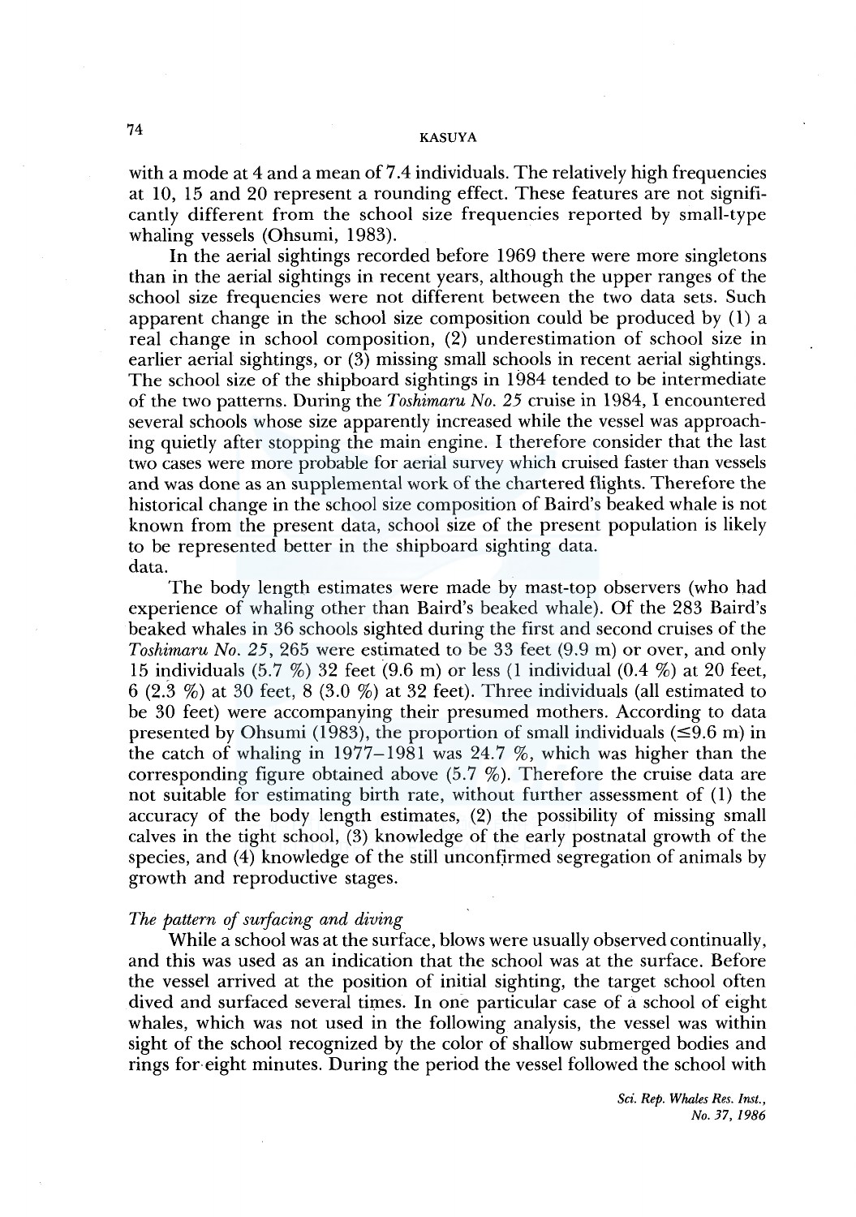with a mode at 4 and a mean of 7.4 individuals. The relatively high frequencies at 10, 15 and 20 represent a rounding effect. These features are not significantly different from the school size frequencies reported by small-type whaling vessels (Ohsumi, 1983).

In the aerial sightings recorded before 1969 there were more singletons than in the aerial sightings in recent years, although the upper ranges of the school size frequencies were not different between the two data sets. Such apparent change in the school size composition could be produced by (1) a real change in school composition, (2) underestimation of school size in earlier aerial sightings, or (3) missing small schools in recent aerial sightings. The school size of the shipboard sightings in 1984 tended to be intermediate of the two patterns. During the *Toshimaru No. 25* cruise in 1984, I encountered several schools whose size apparently increased while the vessel was approaching quietly after stopping the main engine. I therefore consider that the last two cases were more probable for aerial survey which cruised faster than vessels and was done as an supplemental work of the chartered flights. Therefore the historical change in the school size composition of Baird's beaked whale is not known from the present data, school size of the present population is likely to be represented better in the shipboard sighting data.
data.

The body length estimates were made by mast-top observers (who had experience of whaling other than Baird's beaked whale). Of the 283 Baird's beaked whales in 36 schools sighted during the first and second cruises of the *Toshimaru No. 25*, 265 were estimated to be 33 feet (9.9 m) or over, and only 15 individuals (5.7 %) 32 feet (9.6 m) or less (1 individual (0.4 %) at 20 feet, 6 (2.3 %) at 30 feet, 8 (3.0 %) at 32 feet). Three individuals (all estimated to be 30 feet) were accompanying their presumed mothers. According to data presented by Ohsumi (1983), the proportion of small individuals (≤9.6 m) in the catch of whaling in 1977–1981 was 24.7 %, which was higher than the corresponding figure obtained above (5.7 %). Therefore the cruise data are not suitable for estimating birth rate, without further assessment of (1) the accuracy of the body length estimates, (2) the possibility of missing small calves in the tight school, (3) knowledge of the early postnatal growth of the species, and (4) knowledge of the still unconfirmed segregation of animals by growth and reproductive stages.

*The pattern of surfacing and diving*

While a school was at the surface, blows were usually observed continually, and this was used as an indication that the school was at the surface. Before the vessel arrived at the position of initial sighting, the target school often dived and surfaced several times. In one particular case of a school of eight whales, which was not used in the following analysis, the vessel was within sight of the school recognized by the color of shallow submerged bodies and rings for eight minutes. During the period the vessel followed the school with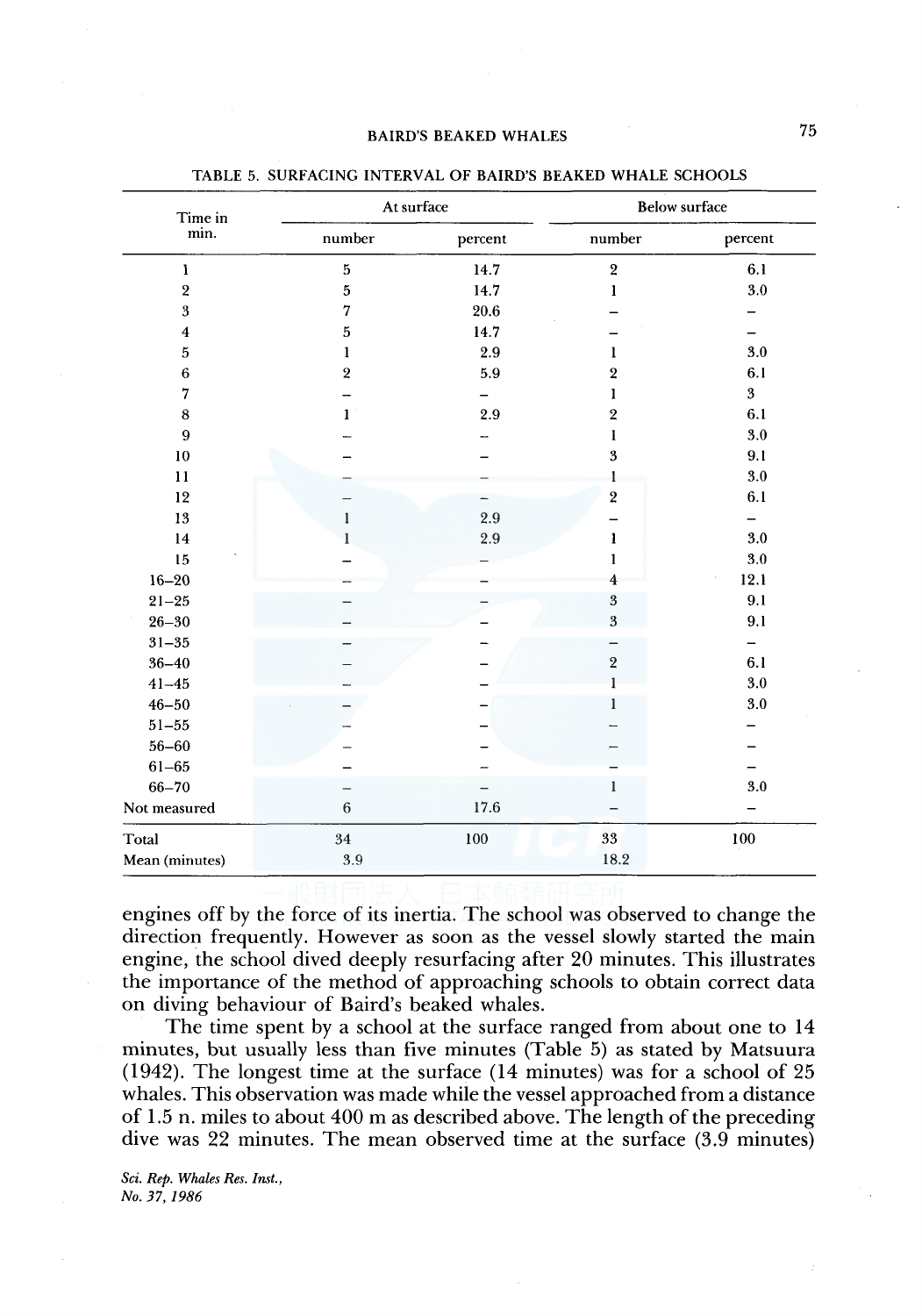TABLE 5. SURFACING INTERVAL OF BAIRD'S BEAKED WHALE SCHOOLS

| Time in min. | At surface | | Below surface | |
|---|---|---|---|---|
| | number | percent | number | percent |
| 1 | 5 | 14.7 | 2 | 6.1 |
| 2 | 5 | 14.7 | 1 | 3.0 |
| 3 | 7 | 20.6 | – | – |
| 4 | 5 | 14.7 | – | – |
| 5 | 1 | 2.9 | 1 | 3.0 |
| 6 | 2 | 5.9 | 2 | 6.1 |
| 7 | – | – | 1 | 3 |
| 8 | 1 | 2.9 | 2 | 6.1 |
| 9 | – | – | 1 | 3.0 |
| 10 | – | – | 3 | 9.1 |
| 11 | – | – | 1 | 3.0 |
| 12 | – | – | 2 | 6.1 |
| 13 | 1 | 2.9 | – | – |
| 14 | 1 | 2.9 | 1 | 3.0 |
| 15 | – | – | 1 | 3.0 |
| 16–20 | – | – | 4 | 12.1 |
| 21–25 | – | – | 3 | 9.1 |
| 26–30 | – | – | 3 | 9.1 |
| 31–35 | – | – | – | – |
| 36–40 | – | – | 2 | 6.1 |
| 41–45 | – | – | 1 | 3.0 |
| 46–50 | – | – | 1 | 3.0 |
| 51–55 | – | – | – | – |
| 56–60 | – | – | – | – |
| 61–65 | – | – | – | – |
| 66–70 | – | – | 1 | 3.0 |
| Not measured | 6 | 17.6 | – | – |
| Total | 34 | 100 | 33 | 100 |
| Mean (minutes) | 3.9 | | 18.2 | |

engines off by the force of its inertia. The school was observed to change the direction frequently. However as soon as the vessel slowly started the main engine, the school dived deeply resurfacing after 20 minutes. This illustrates the importance of the method of approaching schools to obtain correct data on diving behaviour of Baird's beaked whales.

The time spent by a school at the surface ranged from about one to 14 minutes, but usually less than five minutes (Table 5) as stated by Matsuura (1942). The longest time at the surface (14 minutes) was for a school of 25 whales. This observation was made while the vessel approached from a distance of 1.5 n. miles to about 400 m as described above. The length of the preceding dive was 22 minutes. The mean observed time at the surface (3.9 minutes)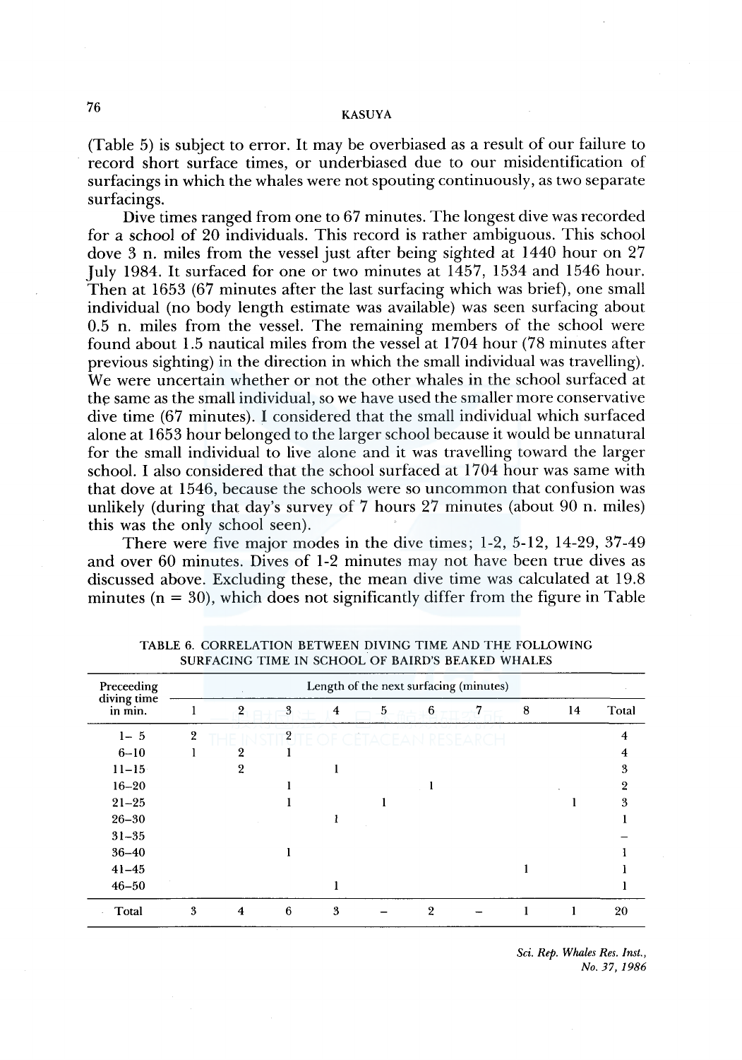(Table 5) is subject to error. It may be overbiased as a result of our failure to record short surface times, or underbiased due to our misidentification of surfacings in which the whales were not spouting continuously, as two separate surfacings.

Dive times ranged from one to 67 minutes. The longest dive was recorded for a school of 20 individuals. This record is rather ambiguous. This school dove 3 n. miles from the vessel just after being sighted at 1440 hour on 27 July 1984. It surfaced for one or two minutes at 1457, 1534 and 1546 hour. Then at 1653 (67 minutes after the last surfacing which was brief), one small individual (no body length estimate was available) was seen surfacing about 0.5 n. miles from the vessel. The remaining members of the school were found about 1.5 nautical miles from the vessel at 1704 hour (78 minutes after previous sighting) in the direction in which the small individual was travelling). We were uncertain whether or not the other whales in the school surfaced at the same as the small individual, so we have used the smaller more conservative dive time (67 minutes). I considered that the small individual which surfaced alone at 1653 hour belonged to the larger school because it would be unnatural for the small individual to live alone and it was travelling toward the larger school. I also considered that the school surfaced at 1704 hour was same with that dove at 1546, because the schools were so uncommon that confusion was unlikely (during that day's survey of 7 hours 27 minutes (about 90 n. miles) this was the only school seen).

There were five major modes in the dive times; 1-2, 5-12, 14-29, 37-49 and over 60 minutes. Dives of 1-2 minutes may not have been true dives as discussed above. Excluding these, the mean dive time was calculated at 19.8 minutes (n = 30), which does not significantly differ from the figure in Table

TABLE 6. CORRELATION BETWEEN DIVING TIME AND THE FOLLOWING SURFACING TIME IN SCHOOL OF BAIRD'S BEAKED WHALES

| Preceeding diving time in min. | Length of the next surfacing (minutes) | | | | | | | | | |
|---|---|---|---|---|---|---|---|---|---|---|
| | 1 | 2 | 3 | 4 | 5 | 6 | 7 | 8 | 14 | Total |
| 1– 5 | 2 | | 2 | | | | | | | 4 |
| 6–10 | 1 | 2 | 1 | | | | | | | 4 |
| 11–15 | | 2 | | 1 | | | | | | 3 |
| 16–20 | | | 1 | | | 1 | | | | 2 |
| 21–25 | | | 1 | | 1 | | | | 1 | 3 |
| 26–30 | | | | 1 | | | | | | 1 |
| 31–35 | | | | | | | | | | – |
| 36–40 | | | 1 | | | | | | | 1 |
| 41–45 | | | | | | | | 1 | | 1 |
| 46–50 | | | | 1 | | | | | | 1 |
| Total | 3 | 4 | 6 | 3 | – | 2 | – | 1 | 1 | 20 |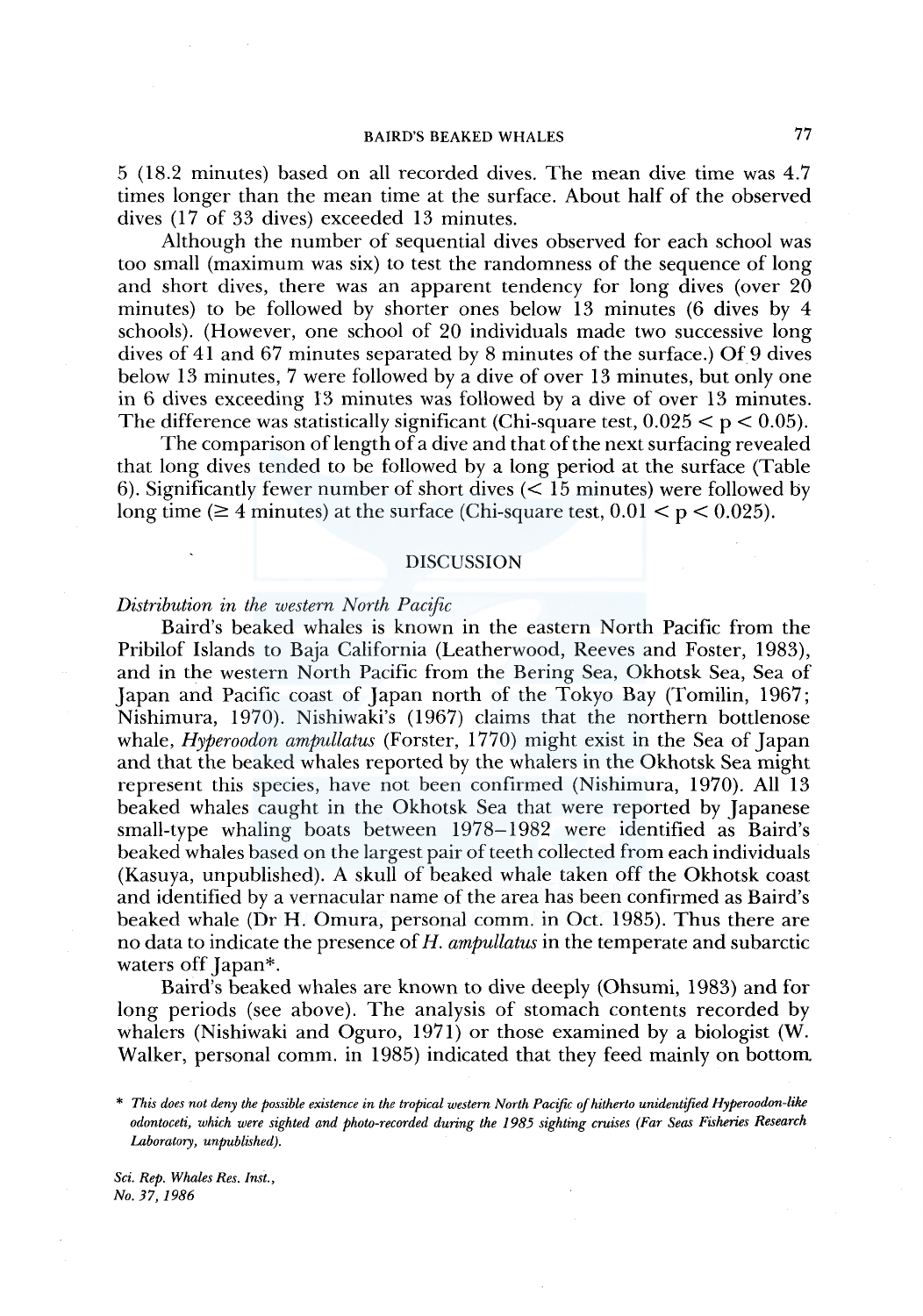5 (18.2 minutes) based on all recorded dives. The mean dive time was 4.7 times longer than the mean time at the surface. About half of the observed dives (17 of 33 dives) exceeded 13 minutes.

Although the number of sequential dives observed for each school was too small (maximum was six) to test the randomness of the sequence of long and short dives, there was an apparent tendency for long dives (over 20 minutes) to be followed by shorter ones below 13 minutes (6 dives by 4 schools). (However, one school of 20 individuals made two successive long dives of 41 and 67 minutes separated by 8 minutes of the surface.) Of 9 dives below 13 minutes, 7 were followed by a dive of over 13 minutes, but only one in 6 dives exceeding 13 minutes was followed by a dive of over 13 minutes. The difference was statistically significant (Chi-square test, $0.025 < p < 0.05$).

The comparison of length of a dive and that of the next surfacing revealed that long dives tended to be followed by a long period at the surface (Table 6). Significantly fewer number of short dives (< 15 minutes) were followed by long time (≥ 4 minutes) at the surface (Chi-square test, $0.01 < p < 0.025$).

## DISCUSSION

### *Distribution in the western North Pacific*

Baird's beaked whales is known in the eastern North Pacific from the Pribilof Islands to Baja California (Leatherwood, Reeves and Foster, 1983), and in the western North Pacific from the Bering Sea, Okhotsk Sea, Sea of Japan and Pacific coast of Japan north of the Tokyo Bay (Tomilin, 1967; Nishimura, 1970). Nishiwaki's (1967) claims that the northern bottlenose whale, *Hyperoodon ampullatus* (Forster, 1770) might exist in the Sea of Japan and that the beaked whales reported by the whalers in the Okhotsk Sea might represent this species, have not been confirmed (Nishimura, 1970). All 13 beaked whales caught in the Okhotsk Sea that were reported by Japanese small-type whaling boats between 1978–1982 were identified as Baird's beaked whales based on the largest pair of teeth collected from each individuals (Kasuya, unpublished). A skull of beaked whale taken off the Okhotsk coast and identified by a vernacular name of the area has been confirmed as Baird's beaked whale (Dr H. Omura, personal comm. in Oct. 1985). Thus there are no data to indicate the presence of *H. ampullatus* in the temperate and subarctic waters off Japan*.

Baird's beaked whales are known to dive deeply (Ohsumi, 1983) and for long periods (see above). The analysis of stomach contents recorded by whalers (Nishiwaki and Oguro, 1971) or those examined by a biologist (W. Walker, personal comm. in 1985) indicated that they feed mainly on bottom

\* *This does not deny the possible existence in the tropical western North Pacific of hitherto unidentified Hyperoodon-like odontoceti, which were sighted and photo-recorded during the 1985 sighting cruises (Far Seas Fisheries Research Laboratory, unpublished).*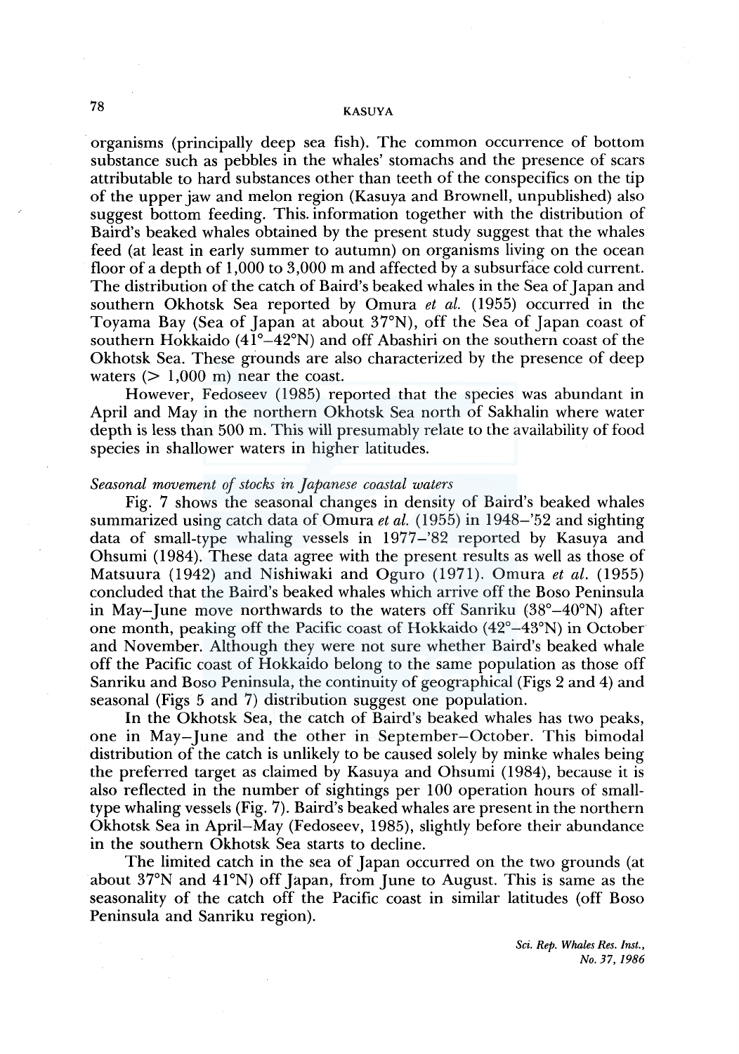organisms (principally deep sea fish). The common occurrence of bottom substance such as pebbles in the whales' stomachs and the presence of scars attributable to hard substances other than teeth of the conspecifics on the tip of the upper jaw and melon region (Kasuya and Brownell, unpublished) also suggest bottom feeding. This information together with the distribution of Baird's beaked whales obtained by the present study suggest that the whales feed (at least in early summer to autumn) on organisms living on the ocean floor of a depth of 1,000 to 3,000 m and affected by a subsurface cold current. The distribution of the catch of Baird's beaked whales in the Sea of Japan and southern Okhotsk Sea reported by Omura *et al.* (1955) occurred in the Toyama Bay (Sea of Japan at about 37°N), off the Sea of Japan coast of southern Hokkaido (41°–42°N) and off Abashiri on the southern coast of the Okhotsk Sea. These grounds are also characterized by the presence of deep waters (> 1,000 m) near the coast.

However, Fedoseev (1985) reported that the species was abundant in April and May in the northern Okhotsk Sea north of Sakhalin where water depth is less than 500 m. This will presumably relate to the availability of food species in shallower waters in higher latitudes.

*Seasonal movement of stocks in Japanese coastal waters*

Fig. 7 shows the seasonal changes in density of Baird's beaked whales summarized using catch data of Omura *et al.* (1955) in 1948–'52 and sighting data of small-type whaling vessels in 1977–'82 reported by Kasuya and Ohsumi (1984). These data agree with the present results as well as those of Matsuura (1942) and Nishiwaki and Oguro (1971). Omura *et al.* (1955) concluded that the Baird's beaked whales which arrive off the Boso Peninsula in May–June move northwards to the waters off Sanriku (38°–40°N) after one month, peaking off the Pacific coast of Hokkaido (42°–43°N) in October and November. Although they were not sure whether Baird's beaked whale off the Pacific coast of Hokkaido belong to the same population as those off Sanriku and Boso Peninsula, the continuity of geographical (Figs 2 and 4) and seasonal (Figs 5 and 7) distribution suggest one population.

In the Okhotsk Sea, the catch of Baird's beaked whales has two peaks, one in May–June and the other in September–October. This bimodal distribution of the catch is unlikely to be caused solely by minke whales being the preferred target as claimed by Kasuya and Ohsumi (1984), because it is also reflected in the number of sightings per 100 operation hours of small-type whaling vessels (Fig. 7). Baird's beaked whales are present in the northern Okhotsk Sea in April–May (Fedoseev, 1985), slightly before their abundance in the southern Okhotsk Sea starts to decline.

The limited catch in the sea of Japan occurred on the two grounds (at about 37°N and 41°N) off Japan, from June to August. This is same as the seasonality of the catch off the Pacific coast in similar latitudes (off Boso Peninsula and Sanriku region).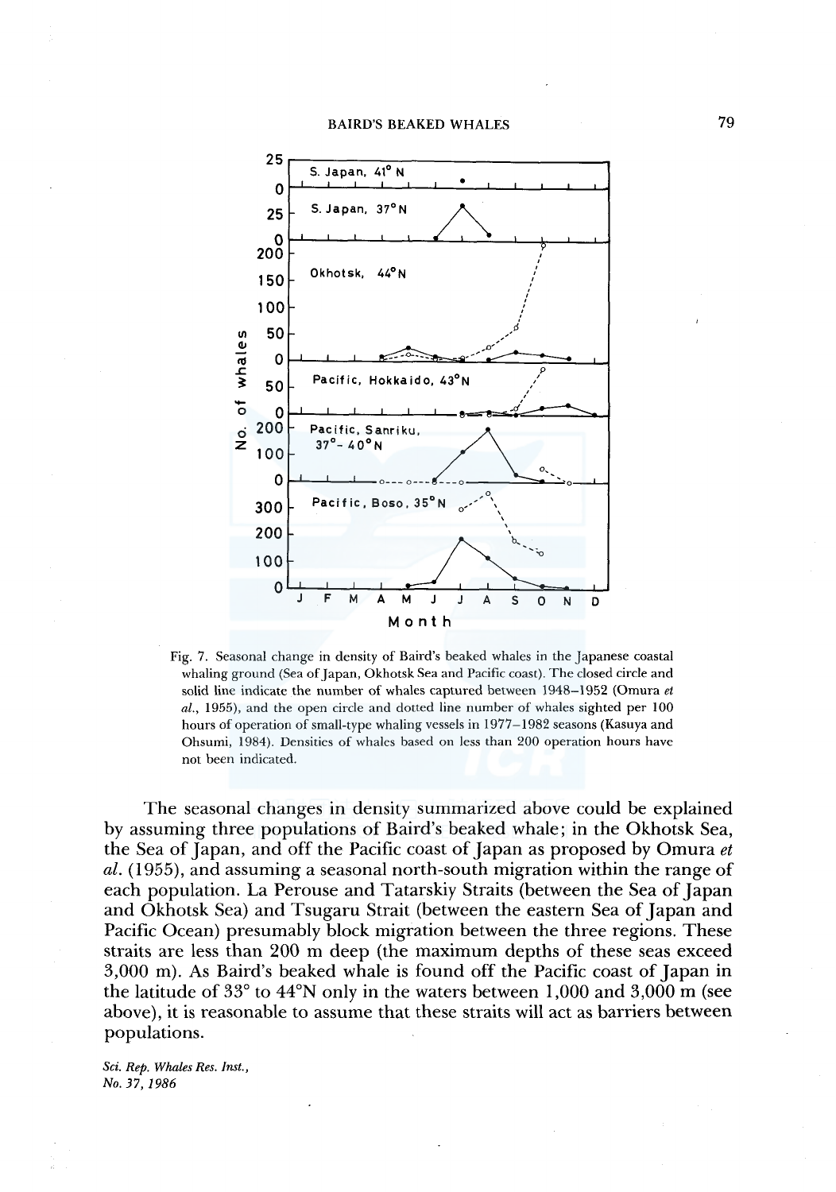Fig. 7. Seasonal change in density of Baird's beaked whales in the Japanese coastal whaling ground (Sea of Japan, Okhotsk Sea and Pacific coast). The closed circle and solid line indicate the number of whales captured between 1948–1952 (Omura *et al.*, 1955), and the open circle and dotted line number of whales sighted per 100 hours of operation of small-type whaling vessels in 1977–1982 seasons (Kasuya and Ohsumi, 1984). Densities of whales based on less than 200 operation hours have not been indicated.

The seasonal changes in density summarized above could be explained by assuming three populations of Baird's beaked whale; in the Okhotsk Sea, the Sea of Japan, and off the Pacific coast of Japan as proposed by Omura *et al.* (1955), and assuming a seasonal north-south migration within the range of each population. La Perouse and Tatarskiy Straits (between the Sea of Japan and Okhotsk Sea) and Tsugaru Strait (between the eastern Sea of Japan and Pacific Ocean) presumably block migration between the three regions. These straits are less than 200 m deep (the maximum depths of these seas exceed 3,000 m). As Baird's beaked whale is found off the Pacific coast of Japan in the latitude of 33° to 44°N only in the waters between 1,000 and 3,000 m (see above), it is reasonable to assume that these straits will act as barriers between populations.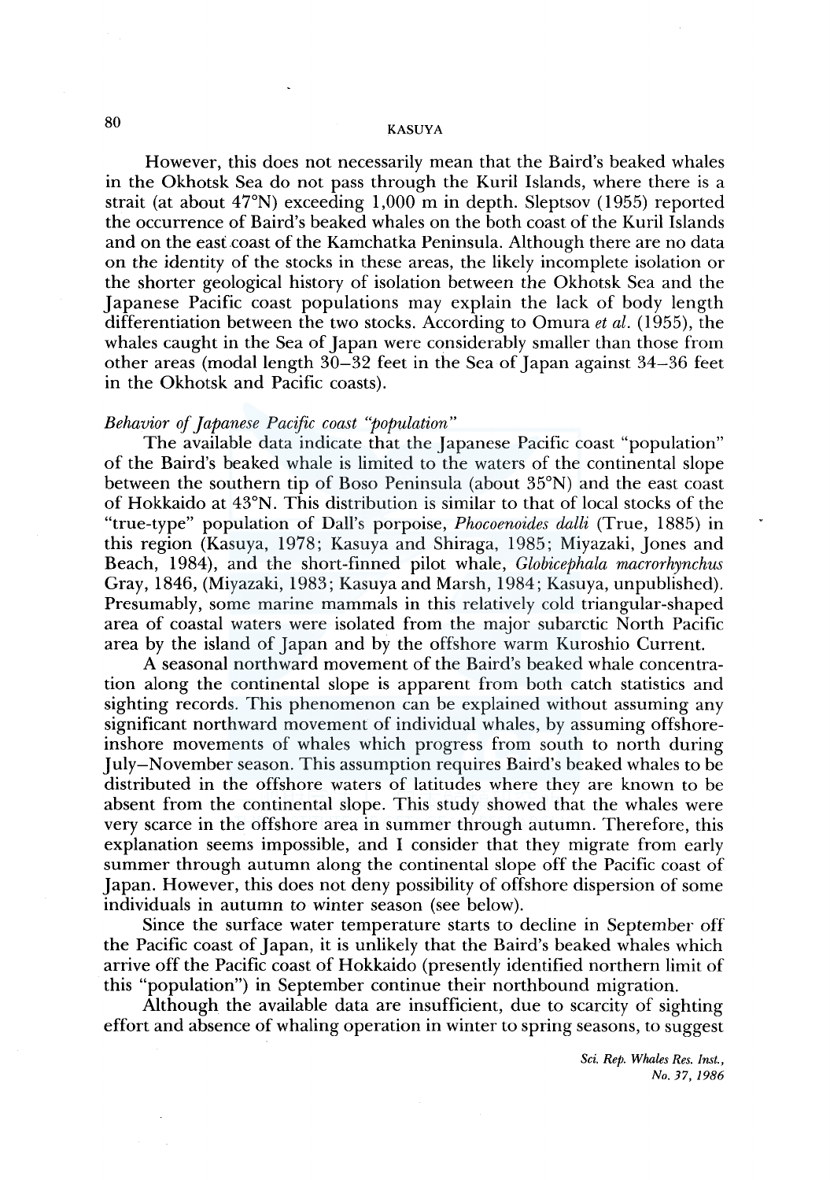However, this does not necessarily mean that the Baird's beaked whales in the Okhotsk Sea do not pass through the Kuril Islands, where there is a strait (at about 47°N) exceeding 1,000 m in depth. Sleptsov (1955) reported the occurrence of Baird's beaked whales on the both coast of the Kuril Islands and on the east coast of the Kamchatka Peninsula. Although there are no data on the identity of the stocks in these areas, the likely incomplete isolation or the shorter geological history of isolation between the Okhotsk Sea and the Japanese Pacific coast populations may explain the lack of body length differentiation between the two stocks. According to Omura *et al.* (1955), the whales caught in the Sea of Japan were considerably smaller than those from other areas (modal length 30–32 feet in the Sea of Japan against 34–36 feet in the Okhotsk and Pacific coasts).

*Behavior of Japanese Pacific coast "population"*

The available data indicate that the Japanese Pacific coast "population" of the Baird's beaked whale is limited to the waters of the continental slope between the southern tip of Boso Peninsula (about 35°N) and the east coast of Hokkaido at 43°N. This distribution is similar to that of local stocks of the "true-type" population of Dall's porpoise, *Phocoenoides dalli* (True, 1885) in this region (Kasuya, 1978; Kasuya and Shiraga, 1985; Miyazaki, Jones and Beach, 1984), and the short-finned pilot whale, *Globicephala macrorhynchus* Gray, 1846, (Miyazaki, 1983; Kasuya and Marsh, 1984; Kasuya, unpublished). Presumably, some marine mammals in this relatively cold triangular-shaped area of coastal waters were isolated from the major subarctic North Pacific area by the island of Japan and by the offshore warm Kuroshio Current.

A seasonal northward movement of the Baird's beaked whale concentration along the continental slope is apparent from both catch statistics and sighting records. This phenomenon can be explained without assuming any significant northward movement of individual whales, by assuming offshore-inshore movements of whales which progress from south to north during July–November season. This assumption requires Baird's beaked whales to be distributed in the offshore waters of latitudes where they are known to be absent from the continental slope. This study showed that the whales were very scarce in the offshore area in summer through autumn. Therefore, this explanation seems impossible, and I consider that they migrate from early summer through autumn along the continental slope off the Pacific coast of Japan. However, this does not deny possibility of offshore dispersion of some individuals in autumn to winter season (see below).

Since the surface water temperature starts to decline in September off the Pacific coast of Japan, it is unlikely that the Baird's beaked whales which arrive off the Pacific coast of Hokkaido (presently identified northern limit of this "population") in September continue their northbound migration.

Although the available data are insufficient, due to scarcity of sighting effort and absence of whaling operation in winter to spring seasons, to suggest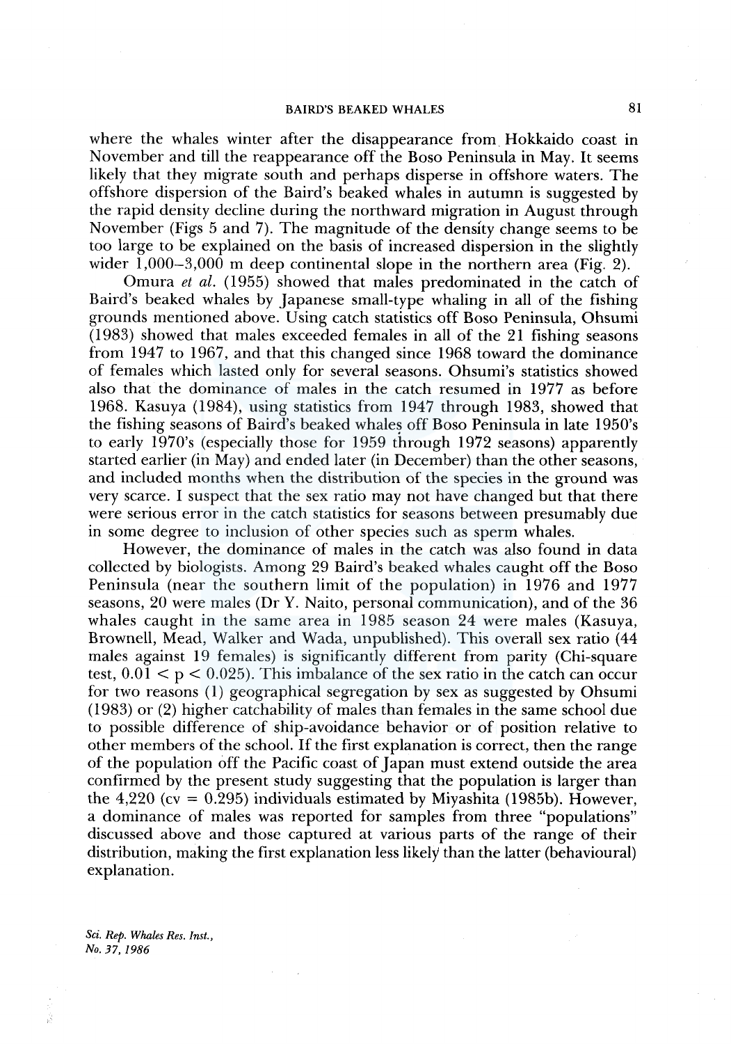where the whales winter after the disappearance from Hokkaido coast in November and till the reappearance off the Boso Peninsula in May. It seems likely that they migrate south and perhaps disperse in offshore waters. The offshore dispersion of the Baird's beaked whales in autumn is suggested by the rapid density decline during the northward migration in August through November (Figs 5 and 7). The magnitude of the density change seems to be too large to be explained on the basis of increased dispersion in the slightly wider 1,000–3,000 m deep continental slope in the northern area (Fig. 2).

Omura *et al.* (1955) showed that males predominated in the catch of Baird's beaked whales by Japanese small-type whaling in all of the fishing grounds mentioned above. Using catch statistics off Boso Peninsula, Ohsumi (1983) showed that males exceeded females in all of the 21 fishing seasons from 1947 to 1967, and that this changed since 1968 toward the dominance of females which lasted only for several seasons. Ohsumi's statistics showed also that the dominance of males in the catch resumed in 1977 as before 1968. Kasuya (1984), using statistics from 1947 through 1983, showed that the fishing seasons of Baird's beaked whales off Boso Peninsula in late 1950's to early 1970's (especially those for 1959 through 1972 seasons) apparently started earlier (in May) and ended later (in December) than the other seasons, and included months when the distribution of the species in the ground was very scarce. I suspect that the sex ratio may not have changed but that there were serious error in the catch statistics for seasons between presumably due in some degree to inclusion of other species such as sperm whales.

However, the dominance of males in the catch was also found in data collected by biologists. Among 29 Baird's beaked whales caught off the Boso Peninsula (near the southern limit of the population) in 1976 and 1977 seasons, 20 were males (Dr Y. Naito, personal communication), and of the 36 whales caught in the same area in 1985 season 24 were males (Kasuya, Brownell, Mead, Walker and Wada, unpublished). This overall sex ratio (44 males against 19 females) is significantly different from parity (Chi-square test, $0.01 < p < 0.025$). This imbalance of the sex ratio in the catch can occur for two reasons (1) geographical segregation by sex as suggested by Ohsumi (1983) or (2) higher catchability of males than females in the same school due to possible difference of ship-avoidance behavior or of position relative to other members of the school. If the first explanation is correct, then the range of the population off the Pacific coast of Japan must extend outside the area confirmed by the present study suggesting that the population is larger than the 4,220 (cv = 0.295) individuals estimated by Miyashita (1985b). However, a dominance of males was reported for samples from three "populations" discussed above and those captured at various parts of the range of their distribution, making the first explanation less likely than the latter (behavioural) explanation.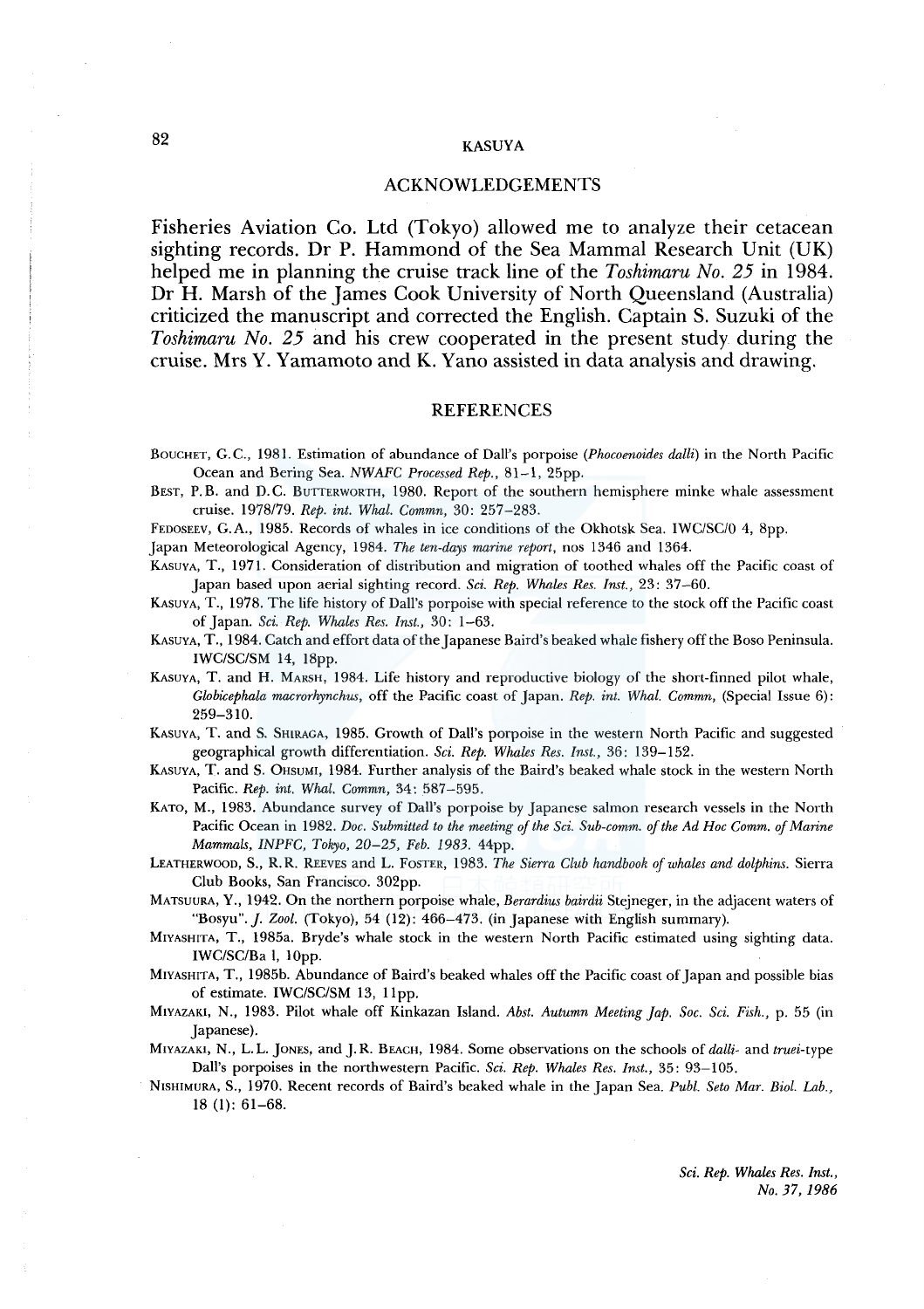## ACKNOWLEDGEMENTS

Fisheries Aviation Co. Ltd (Tokyo) allowed me to analyze their cetacean sighting records. Dr P. Hammond of the Sea Mammal Research Unit (UK) helped me in planning the cruise track line of the *Toshimaru No. 25* in 1984. Dr H. Marsh of the James Cook University of North Queensland (Australia) criticized the manuscript and corrected the English. Captain S. Suzuki of the *Toshimaru No. 25* and his crew cooperated in the present study during the cruise. Mrs Y. Yamamoto and K. Yano assisted in data analysis and drawing.

## REFERENCES

Bouchet, G.C., 1981. Estimation of abundance of Dall's porpoise (*Phocoenoides dalli*) in the North Pacific Ocean and Bering Sea. *NWAFC Processed Rep.*, 81–1, 25pp.

Best, P.B. and D.C. Butterworth, 1980. Report of the southern hemisphere minke whale assessment cruise. 1978/79. *Rep. int. Whal. Commn*, 30: 257–283.

Fedoseev, G.A., 1985. Records of whales in ice conditions of the Okhotsk Sea. IWC/SC/0 4, 8pp.

Japan Meteorological Agency, 1984. *The ten-days marine report*, nos 1346 and 1364.

Kasuya, T., 1971. Consideration of distribution and migration of toothed whales off the Pacific coast of Japan based upon aerial sighting record. *Sci. Rep. Whales Res. Inst.*, 23: 37–60.

Kasuya, T., 1978. The life history of Dall's porpoise with special reference to the stock off the Pacific coast of Japan. *Sci. Rep. Whales Res. Inst.*, 30: 1–63.

Kasuya, T., 1984. Catch and effort data of the Japanese Baird's beaked whale fishery off the Boso Peninsula. IWC/SC/SM 14, 18pp.

Kasuya, T. and H. Marsh, 1984. Life history and reproductive biology of the short-finned pilot whale, *Globicephala macrorhynchus*, off the Pacific coast of Japan. *Rep. int. Whal. Commn*, (Special Issue 6): 259–310.

Kasuya, T. and S. Shiraga, 1985. Growth of Dall's porpoise in the western North Pacific and suggested geographical growth differentiation. *Sci. Rep. Whales Res. Inst.*, 36: 139–152.

Kasuya, T. and S. Ohsumi, 1984. Further analysis of the Baird's beaked whale stock in the western North Pacific. *Rep. int. Whal. Commn*, 34: 587–595.

Kato, M., 1983. Abundance survey of Dall's porpoise by Japanese salmon research vessels in the North Pacific Ocean in 1982. *Doc. Submitted to the meeting of the Sci. Sub-comm. of the Ad Hoc Comm. of Marine Mammals, INPFC, Tokyo, 20–25, Feb. 1983.* 44pp.

Leatherwood, S., R.R. Reeves and L. Foster, 1983. *The Sierra Club handbook of whales and dolphins.* Sierra Club Books, San Francisco. 302pp.

Matsuura, Y., 1942. On the northern porpoise whale, *Berardius bairdii* Stejneger, in the adjacent waters of "Bosyu". *J. Zool.* (Tokyo), 54 (12): 466–473. (in Japanese with English summary).

Miyashita, T., 1985a. Bryde's whale stock in the western North Pacific estimated using sighting data. IWC/SC/Ba 1, 10pp.

Miyashita, T., 1985b. Abundance of Baird's beaked whales off the Pacific coast of Japan and possible bias of estimate. IWC/SC/SM 13, 11pp.

Miyazaki, N., 1983. Pilot whale off Kinkazan Island. *Abst. Autumn Meeting Jap. Soc. Sci. Fish.*, p. 55 (in Japanese).

Miyazaki, N., L.L. Jones, and J.R. Beach, 1984. Some observations on the schools of *dalli*- and *truei*-type Dall's porpoises in the northwestern Pacific. *Sci. Rep. Whales Res. Inst.*, 35: 93–105.

Nishimura, S., 1970. Recent records of Baird's beaked whale in the Japan Sea. *Publ. Seto Mar. Biol. Lab.*, 18 (1): 61–68.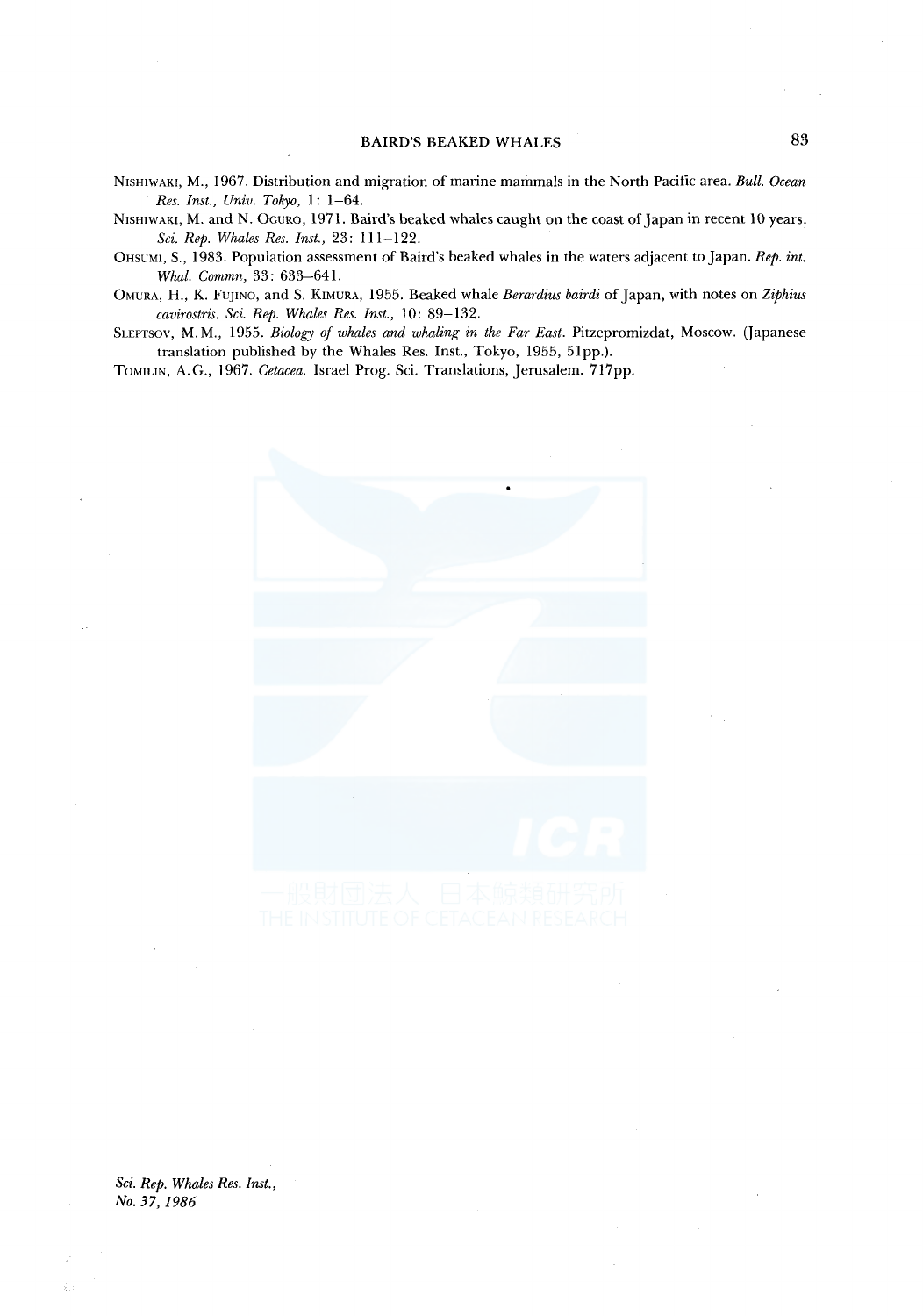NISHIWAKI, M., 1967. Distribution and migration of marine mammals in the North Pacific area. *Bull. Ocean Res. Inst., Univ. Tokyo,* 1: 1–64.

NISHIWAKI, M. and N. OGURO, 1971. Baird's beaked whales caught on the coast of Japan in recent 10 years. *Sci. Rep. Whales Res. Inst.,* 23: 111–122.

OHSUMI, S., 1983. Population assessment of Baird's beaked whales in the waters adjacent to Japan. *Rep. int. Whal. Commn,* 33: 633–641.

OMURA, H., K. FUJINO, and S. KIMURA, 1955. Beaked whale *Berardius bairdi* of Japan, with notes on *Ziphius cavirostris*. *Sci. Rep. Whales Res. Inst.,* 10: 89–132.

SLEPTSOV, M.M., 1955. *Biology of whales and whaling in the Far East.* Pitzepromizdat, Moscow. (Japanese translation published by the Whales Res. Inst., Tokyo, 1955, 51pp.).

TOMILIN, A.G., 1967. *Cetacea.* Israel Prog. Sci. Translations, Jerusalem. 717pp.